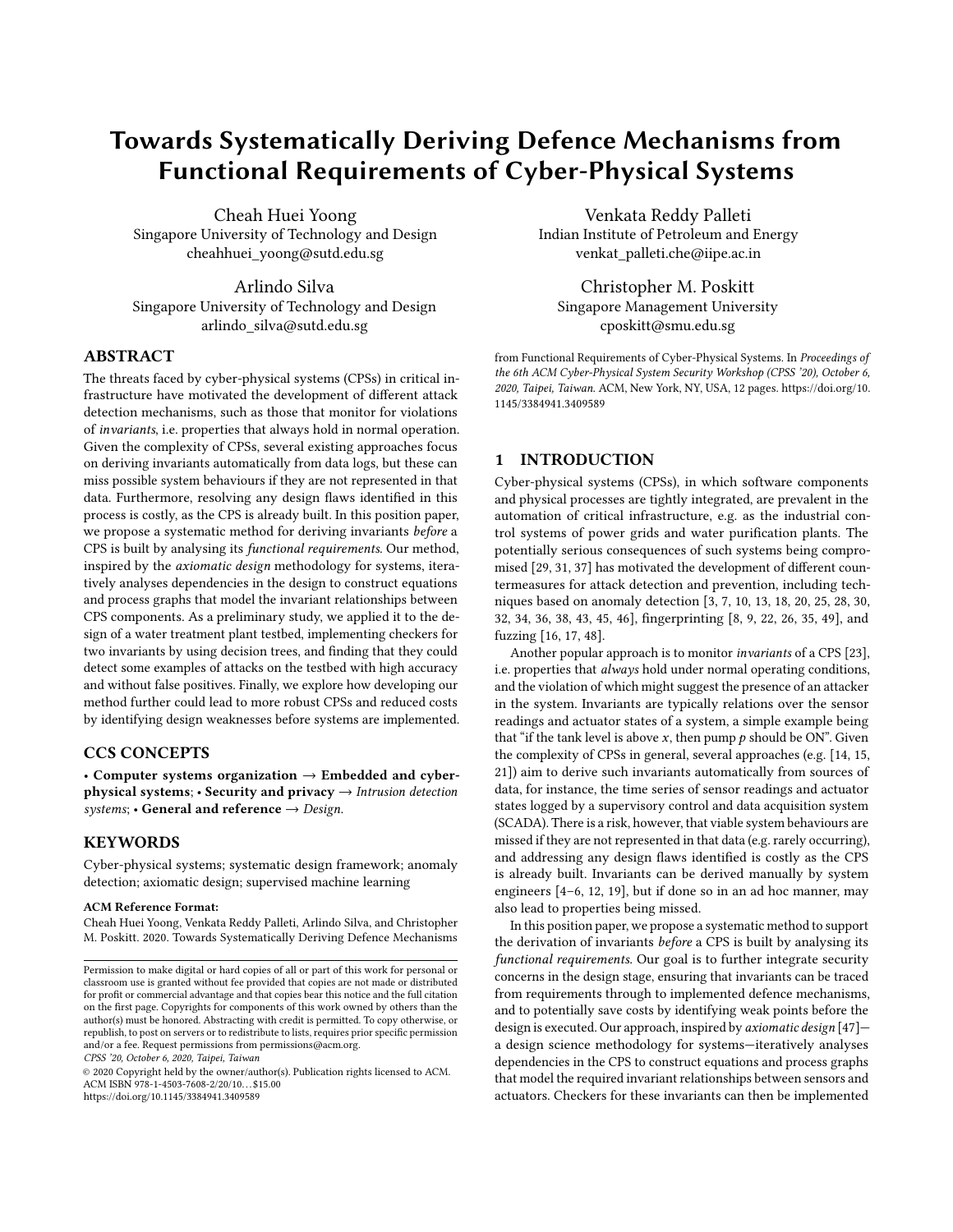# Towards Systematically Deriving Defence Mechanisms from Functional Requirements of Cyber-Physical Systems

Cheah Huei Yoong
Singapore University of Technology and Design
cheahhuei_yoong@sutd.edu.sg

Venkata Reddy Palleti
Indian Institute of Petroleum and Energy
venkat_palleti.che@iipe.ac.in

Arlindo Silva
Singapore University of Technology and Design
arlindo_silva@sutd.edu.sg

Christopher M. Poskitt
Singapore Management University
cposkitt@smu.edu.sg

## ABSTRACT

The threats faced by cyber-physical systems (CPSs) in critical infrastructure have motivated the development of different attack detection mechanisms, such as those that monitor for violations of *invariants*, i.e. properties that always hold in normal operation. Given the complexity of CPSs, several existing approaches focus on deriving invariants automatically from data logs, but these can miss possible system behaviours if they are not represented in that data. Furthermore, resolving any design flaws identified in this process is costly, as the CPS is already built. In this position paper, we propose a systematic method for deriving invariants *before* a CPS is built by analysing its *functional requirements*. Our method, inspired by the *axiomatic design* methodology for systems, iteratively analyses dependencies in the design to construct equations and process graphs that model the invariant relationships between CPS components. As a preliminary study, we applied it to the design of a water treatment plant testbed, implementing checkers for two invariants by using decision trees, and finding that they could detect some examples of attacks on the testbed with high accuracy and without false positives. Finally, we explore how developing our method further could lead to more robust CPSs and reduced costs by identifying design weaknesses before systems are implemented.

## CCS CONCEPTS

• **Computer systems organization** → **Embedded and cyber-physical systems**; • **Security and privacy** → *Intrusion detection systems*; • **General and reference** → *Design*.

## KEYWORDS

Cyber-physical systems; systematic design framework; anomaly detection; axiomatic design; supervised machine learning

**ACM Reference Format:**

Cheah Huei Yoong, Venkata Reddy Palleti, Arlindo Silva, and Christopher M. Poskitt. 2020. Towards Systematically Deriving Defence Mechanisms from Functional Requirements of Cyber-Physical Systems. In *Proceedings of the 6th ACM Cyber-Physical System Security Workshop (CPSS '20), October 6, 2020, Taipei, Taiwan.* ACM, New York, NY, USA, 12 pages. https://doi.org/10.1145/3384941.3409589

Permission to make digital or hard copies of all or part of this work for personal or classroom use is granted without fee provided that copies are not made or distributed for profit or commercial advantage and that copies bear this notice and the full citation on the first page. Copyrights for components of this work owned by others than the author(s) must be honored. Abstracting with credit is permitted. To copy otherwise, or republish, to post on servers or to redistribute to lists, requires prior specific permission and/or a fee. Request permissions from permissions@acm.org.
*CPSS '20, October 6, 2020, Taipei, Taiwan*
© 2020 Copyright held by the owner/author(s). Publication rights licensed to ACM.
ACM ISBN 978-1-4503-7608-2/20/10...$15.00
https://doi.org/10.1145/3384941.3409589

## 1 INTRODUCTION

Cyber-physical systems (CPSs), in which software components and physical processes are tightly integrated, are prevalent in the automation of critical infrastructure, e.g. as the industrial control systems of power grids and water purification plants. The potentially serious consequences of such systems being compromised [29, 31, 37] has motivated the development of different countermeasures for attack detection and prevention, including techniques based on anomaly detection [3, 7, 10, 13, 18, 20, 25, 28, 30, 32, 34, 36, 38, 43, 45, 46], fingerprinting [8, 9, 22, 26, 35, 49], and fuzzing [16, 17, 48].

Another popular approach is to monitor *invariants* of a CPS [23], i.e. properties that *always* hold under normal operating conditions, and the violation of which might suggest the presence of an attacker in the system. Invariants are typically relations over the sensor readings and actuator states of a system, a simple example being that "if the tank level is above $x$, then pump $p$ should be ON". Given the complexity of CPSs in general, several approaches (e.g. [14, 15, 21]) aim to derive such invariants automatically from sources of data, for instance, the time series of sensor readings and actuator states logged by a supervisory control and data acquisition system (SCADA). There is a risk, however, that viable system behaviours are missed if they are not represented in that data (e.g. rarely occurring), and addressing any design flaws identified is costly as the CPS is already built. Invariants can be derived manually by system engineers [4–6, 12, 19], but if done so in an ad hoc manner, may also lead to properties being missed.

In this position paper, we propose a systematic method to support the derivation of invariants *before* a CPS is built by analysing its *functional requirements*. Our goal is to further integrate security concerns in the design stage, ensuring that invariants can be traced from requirements through to implemented defence mechanisms, and to potentially save costs by identifying weak points before the design is executed. Our approach, inspired by *axiomatic design* [47]—a design science methodology for systems—iteratively analyses dependencies in the CPS to construct equations and process graphs that model the required invariant relationships between sensors and actuators. Checkers for these invariants can then be implemented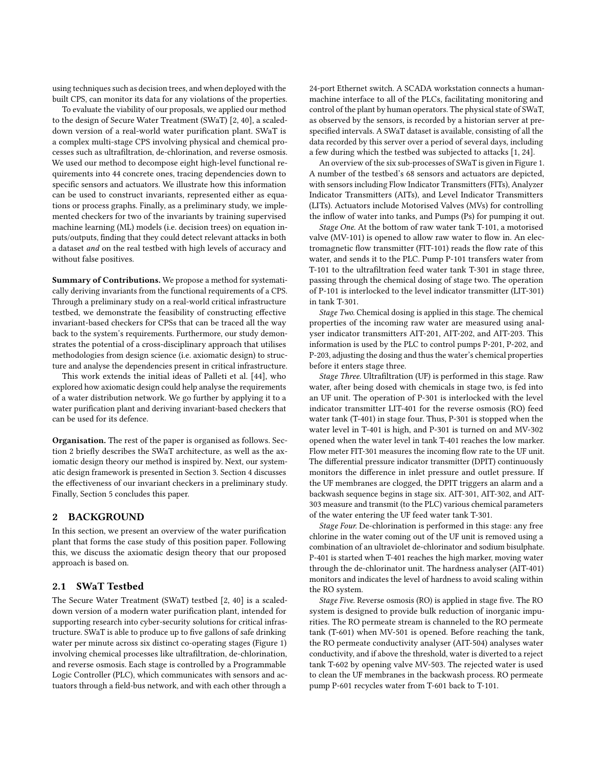using techniques such as decision trees, and when deployed with the built CPS, can monitor its data for any violations of the properties.

To evaluate the viability of our proposals, we applied our method to the design of Secure Water Treatment (SWaT) [2, 40], a scaled-down version of a real-world water purification plant. SWaT is a complex multi-stage CPS involving physical and chemical processes such as ultrafiltration, de-chlorination, and reverse osmosis. We used our method to decompose eight high-level functional requirements into 44 concrete ones, tracing dependencies down to specific sensors and actuators. We illustrate how this information can be used to construct invariants, represented either as equations or process graphs. Finally, as a preliminary study, we implemented checkers for two of the invariants by training supervised machine learning (ML) models (i.e. decision trees) on equation inputs/outputs, finding that they could detect relevant attacks in both a dataset *and* on the real testbed with high levels of accuracy and without false positives.

**Summary of Contributions.** We propose a method for systematically deriving invariants from the functional requirements of a CPS. Through a preliminary study on a real-world critical infrastructure testbed, we demonstrate the feasibility of constructing effective invariant-based checkers for CPSs that can be traced all the way back to the system's requirements. Furthermore, our study demonstrates the potential of a cross-disciplinary approach that utilises methodologies from design science (i.e. axiomatic design) to structure and analyse the dependencies present in critical infrastructure.

This work extends the initial ideas of Palleti et al. [44], who explored how axiomatic design could help analyse the requirements of a water distribution network. We go further by applying it to a water purification plant and deriving invariant-based checkers that can be used for its defence.

**Organisation.** The rest of the paper is organised as follows. Section 2 briefly describes the SWaT architecture, as well as the axiomatic design theory our method is inspired by. Next, our systematic design framework is presented in Section 3. Section 4 discusses the effectiveness of our invariant checkers in a preliminary study. Finally, Section 5 concludes this paper.

## 2 BACKGROUND

In this section, we present an overview of the water purification plant that forms the case study of this position paper. Following this, we discuss the axiomatic design theory that our proposed approach is based on.

### 2.1 SWaT Testbed

The Secure Water Treatment (SWaT) testbed [2, 40] is a scaled-down version of a modern water purification plant, intended for supporting research into cyber-security solutions for critical infrastructure. SWaT is able to produce up to five gallons of safe drinking water per minute across six distinct co-operating stages (Figure 1) involving chemical processes like ultrafiltration, de-chlorination, and reverse osmosis. Each stage is controlled by a Programmable Logic Controller (PLC), which communicates with sensors and actuators through a field-bus network, and with each other through a 24-port Ethernet switch. A SCADA workstation connects a human-machine interface to all of the PLCs, facilitating monitoring and control of the plant by human operators. The physical state of SWaT, as observed by the sensors, is recorded by a historian server at pre-specified intervals. A SWaT dataset is available, consisting of all the data recorded by this server over a period of several days, including a few during which the testbed was subjected to attacks [1, 24].

An overview of the six sub-processes of SWaT is given in Figure 1. A number of the testbed's 68 sensors and actuators are depicted, with sensors including Flow Indicator Transmitters (FITs), Analyzer Indicator Transmitters (AITs), and Level Indicator Transmitters (LITs). Actuators include Motorised Valves (MVs) for controlling the inflow of water into tanks, and Pumps (Ps) for pumping it out.

*Stage One.* At the bottom of raw water tank T-101, a motorised valve (MV-101) is opened to allow raw water to flow in. An electromagnetic flow transmitter (FIT-101) reads the flow rate of this water, and sends it to the PLC. Pump P-101 transfers water from T-101 to the ultrafiltration feed water tank T-301 in stage three, passing through the chemical dosing of stage two. The operation of P-101 is interlocked to the level indicator transmitter (LIT-301) in tank T-301.

*Stage Two.* Chemical dosing is applied in this stage. The chemical properties of the incoming raw water are measured using analyser indicator transmitters AIT-201, AIT-202, and AIT-203. This information is used by the PLC to control pumps P-201, P-202, and P-203, adjusting the dosing and thus the water's chemical properties before it enters stage three.

*Stage Three.* Ultrafiltration (UF) is performed in this stage. Raw water, after being dosed with chemicals in stage two, is fed into an UF unit. The operation of P-301 is interlocked with the level indicator transmitter LIT-401 for the reverse osmosis (RO) feed water tank (T-401) in stage four. Thus, P-301 is stopped when the water level in T-401 is high, and P-301 is turned on and MV-302 opened when the water level in tank T-401 reaches the low marker. Flow meter FIT-301 measures the incoming flow rate to the UF unit. The differential pressure indicator transmitter (DPIT) continuously monitors the difference in inlet pressure and outlet pressure. If the UF membranes are clogged, the DPIT triggers an alarm and a backwash sequence begins in stage six. AIT-301, AIT-302, and AIT-303 measure and transmit (to the PLC) various chemical parameters of the water entering the UF feed water tank T-301.

*Stage Four.* De-chlorination is performed in this stage: any free chlorine in the water coming out of the UF unit is removed using a combination of an ultraviolet de-chlorinator and sodium bisulphate. P-401 is started when T-401 reaches the high marker, moving water through the de-chlorinator unit. The hardness analyser (AIT-401) monitors and indicates the level of hardness to avoid scaling within the RO system.

*Stage Five.* Reverse osmosis (RO) is applied in stage five. The RO system is designed to provide bulk reduction of inorganic impurities. The RO permeate stream is channeled to the RO permeate tank (T-601) when MV-501 is opened. Before reaching the tank, the RO permeate conductivity analyser (AIT-504) analyses water conductivity, and if above the threshold, water is diverted to a reject tank T-602 by opening valve MV-503. The rejected water is used to clean the UF membranes in the backwash process. RO permeate pump P-601 recycles water from T-601 back to T-101.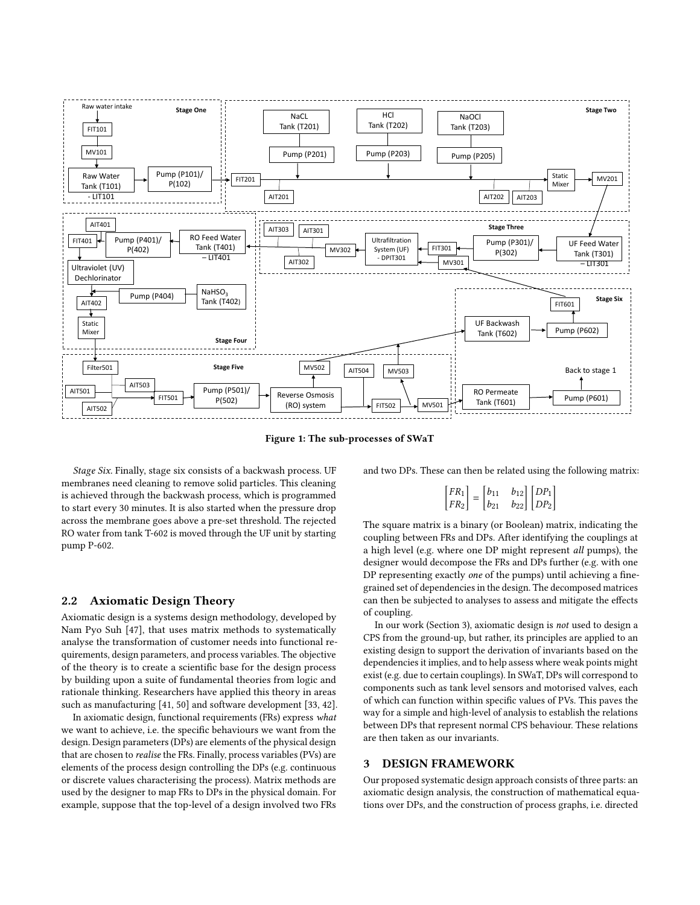Figure 1: The sub-processes of SWaT

*Stage Six.* Finally, stage six consists of a backwash process. UF membranes need cleaning to remove solid particles. This cleaning is achieved through the backwash process, which is programmed to start every 30 minutes. It is also started when the pressure drop across the membrane goes above a pre-set threshold. The rejected RO water from tank T-602 is moved through the UF unit by starting pump P-602.

## 2.2 Axiomatic Design Theory

Axiomatic design is a systems design methodology, developed by Nam Pyo Suh [47], that uses matrix methods to systematically analyse the transformation of customer needs into functional requirements, design parameters, and process variables. The objective of the theory is to create a scientific base for the design process by building upon a suite of fundamental theories from logic and rationale thinking. Researchers have applied this theory in areas such as manufacturing [41, 50] and software development [33, 42].

In axiomatic design, functional requirements (FRs) express *what* we want to achieve, i.e. the specific behaviours we want from the design. Design parameters (DPs) are elements of the physical design that are chosen to *realise* the FRs. Finally, process variables (PVs) are elements of the process design controlling the DPs (e.g. continuous or discrete values characterising the process). Matrix methods are used by the designer to map FRs to DPs in the physical domain. For example, suppose that the top-level of a design involved two FRs and two DPs. These can then be related using the following matrix:

$$\begin{bmatrix} FR_1 \\ FR_2 \end{bmatrix} = \begin{bmatrix} b_{11} & b_{12} \\ b_{21} & b_{22} \end{bmatrix} \begin{bmatrix} DP_1 \\ DP_2 \end{bmatrix}$$

The square matrix is a binary (or Boolean) matrix, indicating the coupling between FRs and DPs. After identifying the couplings at a high level (e.g. where one DP might represent *all* pumps), the designer would decompose the FRs and DPs further (e.g. with one DP representing exactly *one* of the pumps) until achieving a fine-grained set of dependencies in the design. The decomposed matrices can then be subjected to analyses to assess and mitigate the effects of coupling.

In our work (Section 3), axiomatic design is *not* used to design a CPS from the ground-up, but rather, its principles are applied to an existing design to support the derivation of invariants based on the dependencies it implies, and to help assess where weak points might exist (e.g. due to certain couplings). In SWaT, DPs will correspond to components such as tank level sensors and motorised valves, each of which can function within specific values of PVs. This paves the way for a simple and high-level of analysis to establish the relations between DPs that represent normal CPS behaviour. These relations are then taken as our invariants.

# 3 DESIGN FRAMEWORK

Our proposed systematic design approach consists of three parts: an axiomatic design analysis, the construction of mathematical equations over DPs, and the construction of process graphs, i.e. directed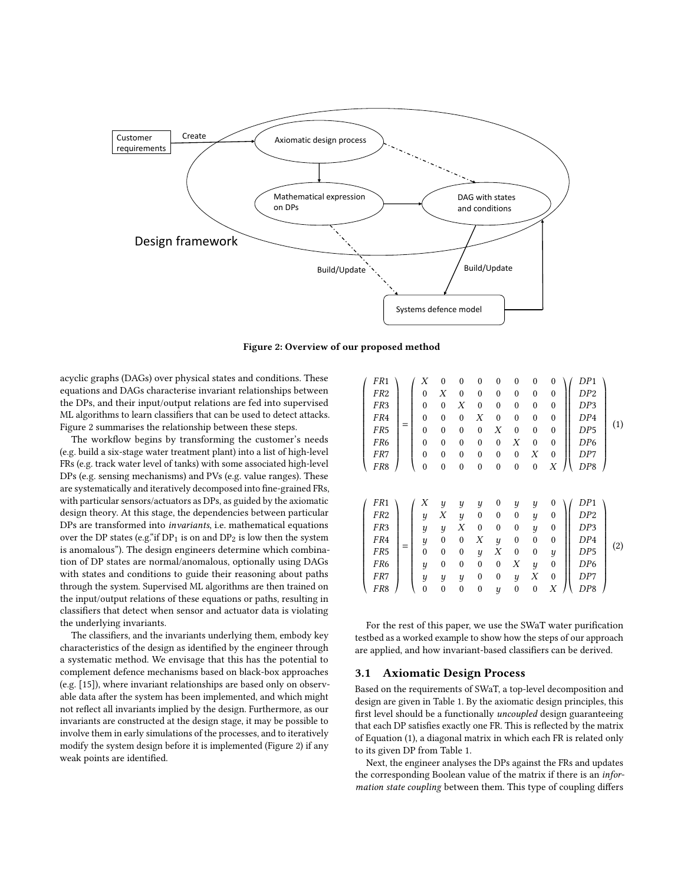Figure 2: Overview of our proposed method

acyclic graphs (DAGs) over physical states and conditions. These equations and DAGs characterise invariant relationships between the DPs, and their input/output relations are fed into supervised ML algorithms to learn classifiers that can be used to detect attacks. Figure 2 summarises the relationship between these steps.

The workflow begins by transforming the customer's needs (e.g. build a six-stage water treatment plant) into a list of high-level FRs (e.g. track water level of tanks) with some associated high-level DPs (e.g. sensing mechanisms) and PVs (e.g. value ranges). These are systematically and iteratively decomposed into fine-grained FRs, with particular sensors/actuators as DPs, as guided by the axiomatic design theory. At this stage, the dependencies between particular DPs are transformed into *invariants*, i.e. mathematical equations over the DP states (e.g."if $DP_1$ is on and $DP_2$ is low then the system is anomalous"). The design engineers determine which combination of DP states are normal/anomalous, optionally using DAGs with states and conditions to guide their reasoning about paths through the system. Supervised ML algorithms are then trained on the input/output relations of these equations or paths, resulting in classifiers that detect when sensor and actuator data is violating the underlying invariants.

The classifiers, and the invariants underlying them, embody key characteristics of the design as identified by the engineer through a systematic method. We envisage that this has the potential to complement defence mechanisms based on black-box approaches (e.g. [15]), where invariant relationships are based only on observable data after the system has been implemented, and which might not reflect all invariants implied by the design. Furthermore, as our invariants are constructed at the design stage, it may be possible to involve them in early simulations of the processes, and to iteratively modify the system design before it is implemented (Figure 2) if any weak points are identified.

$$
\begin{pmatrix} FR1 \\ FR2 \\ FR3 \\ FR4 \\ FR5 \\ FR6 \\ FR7 \\ FR8 \end{pmatrix} = \begin{pmatrix} X & 0 & 0 & 0 & 0 & 0 & 0 & 0 \\ 0 & X & 0 & 0 & 0 & 0 & 0 & 0 \\ 0 & 0 & X & 0 & 0 & 0 & 0 & 0 \\ 0 & 0 & 0 & X & 0 & 0 & 0 & 0 \\ 0 & 0 & 0 & 0 & X & 0 & 0 & 0 \\ 0 & 0 & 0 & 0 & 0 & X & 0 & 0 \\ 0 & 0 & 0 & 0 & 0 & 0 & X & 0 \\ 0 & 0 & 0 & 0 & 0 & 0 & 0 & X \end{pmatrix} \begin{pmatrix} DP1 \\ DP2 \\ DP3 \\ DP4 \\ DP5 \\ DP6 \\ DP7 \\ DP8 \end{pmatrix} \quad (1)
$$

$$
\begin{pmatrix} FR1 \\ FR2 \\ FR3 \\ FR4 \\ FR5 \\ FR6 \\ FR7 \\ FR8 \end{pmatrix} = \begin{pmatrix} X & y & y & y & 0 & y & y & 0 \\ y & X & y & 0 & 0 & 0 & y & 0 \\ y & y & X & 0 & 0 & 0 & y & 0 \\ y & 0 & 0 & X & y & 0 & 0 & 0 \\ 0 & 0 & 0 & y & X & 0 & 0 & y \\ y & 0 & 0 & 0 & 0 & X & y & 0 \\ y & y & y & 0 & 0 & y & X & 0 \\ 0 & 0 & 0 & 0 & y & 0 & 0 & X \end{pmatrix} \begin{pmatrix} DP1 \\ DP2 \\ DP3 \\ DP4 \\ DP5 \\ DP6 \\ DP7 \\ DP8 \end{pmatrix} \quad (2)
$$

For the rest of this paper, we use the SWaT water purification testbed as a worked example to show how the steps of our approach are applied, and how invariant-based classifiers can be derived.

### 3.1 Axiomatic Design Process

Based on the requirements of SWaT, a top-level decomposition and design are given in Table 1. By the axiomatic design principles, this first level should be a functionally *uncoupled* design guaranteeing that each DP satisfies exactly one FR. This is reflected by the matrix of Equation (1), a diagonal matrix in which each FR is related only to its given DP from Table 1.

Next, the engineer analyses the DPs against the FRs and updates the corresponding Boolean value of the matrix if there is an *information state coupling* between them. This type of coupling differs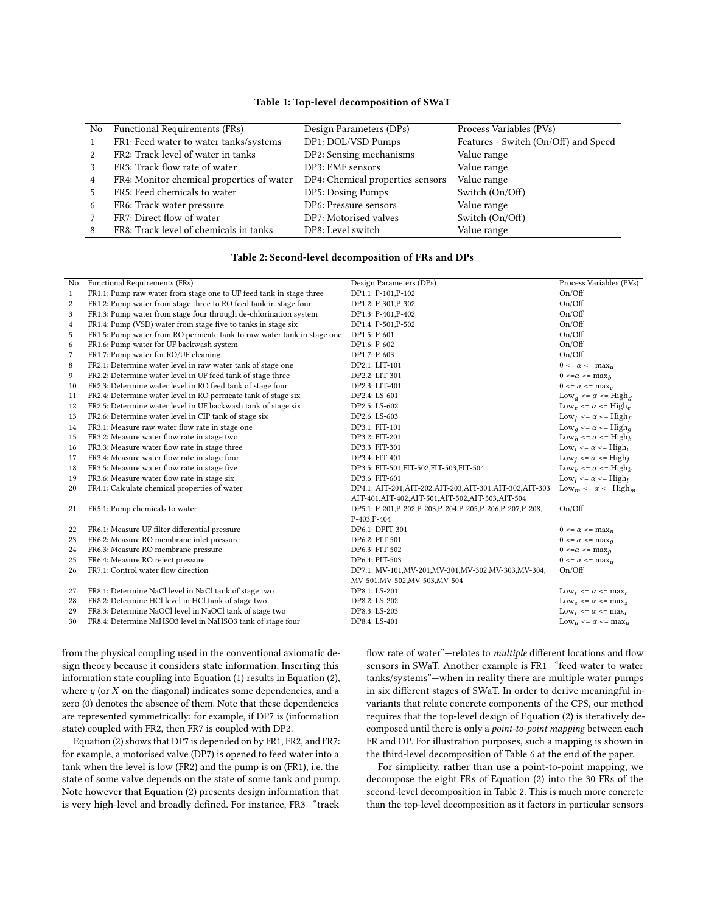**Table 1: Top-level decomposition of SWaT**

| No | Functional Requirements (FRs) | Design Parameters (DPs) | Process Variables (PVs) |
|---|---|---|---|
| 1 | FR1: Feed water to water tanks/systems | DP1: DOL/VSD Pumps | Features - Switch (On/Off) and Speed |
| 2 | FR2: Track level of water in tanks | DP2: Sensing mechanisms | Value range |
| 3 | FR3: Track flow rate of water | DP3: EMF sensors | Value range |
| 4 | FR4: Monitor chemical properties of water | DP4: Chemical properties sensors | Value range |
| 5 | FR5: Feed chemicals to water | DP5: Dosing Pumps | Switch (On/Off) |
| 6 | FR6: Track water pressure | DP6: Pressure sensors | Value range |
| 7 | FR7: Direct flow of water | DP7: Motorised valves | Switch (On/Off) |
| 8 | FR8: Track level of chemicals in tanks | DP8: Level switch | Value range |

**Table 2: Second-level decomposition of FRs and DPs**

| No | Functional Requirements (FRs) | Design Parameters (DPs) | Process Variables (PVs) |
|---|---|---|---|
| 1 | FR1.1: Pump raw water from stage one to UF feed tank in stage three | DP1.1: P-101,P-102 | On/Off |
| 2 | FR1.2: Pump water from stage three to RO feed tank in stage four | DP1.2: P-301,P-302 | On/Off |
| 3 | FR1.3: Pump water from stage four through de-chlorination system | DP1.3: P-401,P-402 | On/Off |
| 4 | FR1.4: Pump (VSD) water from stage five to tanks in stage six | DP1.4: P-501,P-502 | On/Off |
| 5 | FR1.5: Pump water from RO permeate tank to raw water tank in stage one | DP1.5: P-601 | On/Off |
| 6 | FR1.6: Pump water for UF backwash system | DP1.6: P-602 | On/Off |
| 7 | FR1.7: Pump water for RO/UF cleaning | DP1.7: P-603 | On/Off |
| 8 | FR2.1: Determine water level in raw water tank of stage one | DP2.1: LIT-101 | $0 <= \alpha <= \max_a$ |
| 9 | FR2.2: Determine water level in UF feed tank of stage three | DP2.2: LIT-301 | $0 <= \alpha <= \max_b$ |
| 10 | FR2.3: Determine water level in RO feed tank of stage four | DP2.3: LIT-401 | $0 <= \alpha <= \max_c$ |
| 11 | FR2.4: Determine water level in RO permeate tank of stage six | DP2.4: LS-601 | $\text{Low}_d <= \alpha <= \text{High}_d$ |
| 12 | FR2.5: Determine water level in UF backwash tank of stage six | DP2.5: LS-602 | $\text{Low}_e <= \alpha <= \text{High}_e$ |
| 13 | FR2.6: Determine water level in CIP tank of stage six | DP2.6: LS-603 | $\text{Low}_f <= \alpha <= \text{High}_f$ |
| 14 | FR3.1: Measure raw water flow rate in stage one | DP3.1: FIT-101 | $\text{Low}_g <= \alpha <= \text{High}_g$ |
| 15 | FR3.2: Measure water flow rate in stage two | DP3.2: FIT-201 | $\text{Low}_h <= \alpha <= \text{High}_h$ |
| 16 | FR3.3: Measure water flow rate in stage three | DP3.3: FIT-301 | $\text{Low}_i <= \alpha <= \text{High}_i$ |
| 17 | FR3.4: Measure water flow rate in stage four | DP3.4: FIT-401 | $\text{Low}_j <= \alpha <= \text{High}_j$ |
| 18 | FR3.5: Measure water flow rate in stage five | DP3.5: FIT-501,FIT-502,FIT-503,FIT-504 | $\text{Low}_k <= \alpha <= \text{High}_k$ |
| 19 | FR3.6: Measure water flow rate in stage six | DP3.6: FIT-601 | $\text{Low}_l <= \alpha <= \text{High}_l$ |
| 20 | FR4.1: Calculate chemical properties of water | DP4.1: AIT-201,AIT-202,AIT-203,AIT-301,AIT-302,AIT-303 AIT-401,AIT-402,AIT-501,AIT-502,AIT-503,AIT-504 | $\text{Low}_m <= \alpha <= \text{High}_m$ |
| 21 | FR5.1: Pump chemicals to water | DP5.1: P-201,P-202,P-203,P-204,P-205,P-206,P-207,P-208, P-403,P-404 | On/Off |
| 22 | FR6.1: Measure UF filter differential pressure | DP6.1: DPIT-301 | $0 <= \alpha <= \max_n$ |
| 23 | FR6.2: Measure RO membrane inlet pressure | DP6.2: PIT-501 | $0 <= \alpha <= \max_o$ |
| 24 | FR6.3: Measure RO membrane pressure | DP6.3: PIT-502 | $0 <= \alpha <= \max_p$ |
| 25 | FR6.4: Measure RO reject pressure | DP6.4: PIT-503 | $0 <= \alpha <= \max_q$ |
| 26 | FR7.1: Control water flow direction | DP7.1: MV-101,MV-201,MV-301,MV-302,MV-303,MV-304, MV-501,MV-502,MV-503,MV-504 | On/Off |
| 27 | FR8.1: Determine NaCl level in NaCl tank of stage two | DP8.1: LS-201 | $\text{Low}_r <= \alpha <= \max_r$ |
| 28 | FR8.2: Determine HCl level in HCl tank of stage two | DP8.2: LS-202 | $\text{Low}_s <= \alpha <= \max_s$ |
| 29 | FR8.3: Determine NaOCl level in NaOCl tank of stage two | DP8.3: LS-203 | $\text{Low}_t <= \alpha <= \max_t$ |
| 30 | FR8.4: Determine NaHSO3 level in NaHSO3 tank of stage four | DP8.4: LS-401 | $\text{Low}_u <= \alpha <= \max_u$ |

from the physical coupling used in the conventional axiomatic design theory because it considers state information. Inserting this information state coupling into Equation (1) results in Equation (2), where $y$ (or $X$ on the diagonal) indicates some dependencies, and a zero (0) denotes the absence of them. Note that these dependencies are represented symmetrically: for example, if DP7 is (information state) coupled with FR2, then FR7 is coupled with DP2.

Equation (2) shows that DP7 is depended on by FR1, FR2, and FR7: for example, a motorised valve (DP7) is opened to feed water into a tank when the level is low (FR2) and the pump is on (FR1), i.e. the state of some valve depends on the state of some tank and pump. Note however that Equation (2) presents design information that is very high-level and broadly defined. For instance, FR3—"track flow rate of water"—relates to *multiple* different locations and flow sensors in SWaT. Another example is FR1—"feed water to water tanks/systems"—when in reality there are multiple water pumps in six different stages of SWaT. In order to derive meaningful invariants that relate concrete components of the CPS, our method requires that the top-level design of Equation (2) is iteratively decomposed until there is only a *point-to-point mapping* between each FR and DP. For illustration purposes, such a mapping is shown in the third-level decomposition of Table 6 at the end of the paper.

For simplicity, rather than use a point-to-point mapping, we decompose the eight FRs of Equation (2) into the 30 FRs of the second-level decomposition in Table 2. This is much more concrete than the top-level decomposition as it factors in particular sensors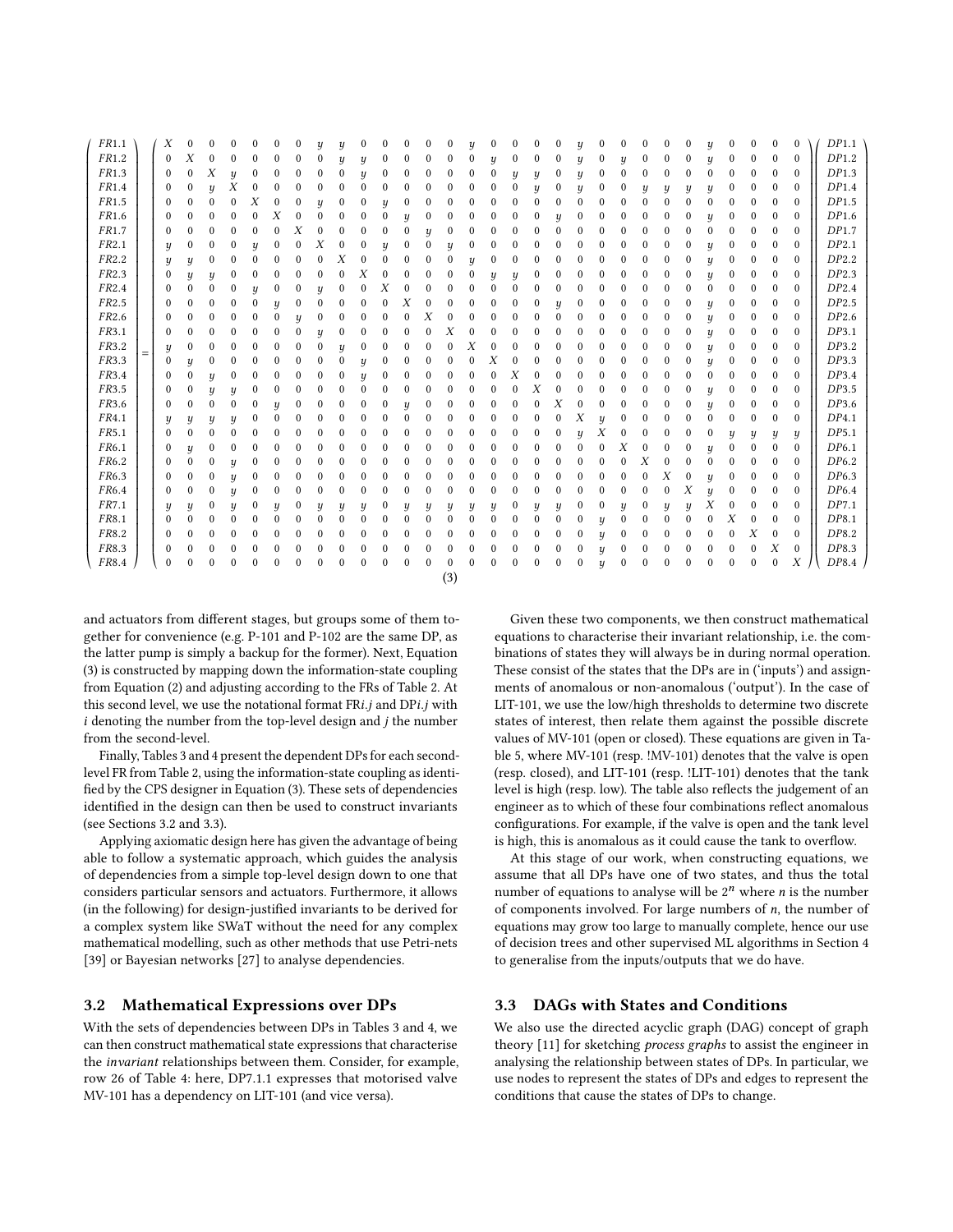$$
\begin{pmatrix} FR1.1 \\ FR1.2 \\ FR1.3 \\ FR1.4 \\ FR1.5 \\ FR1.6 \\ FR1.7 \\ FR2.1 \\ FR2.2 \\ FR2.3 \\ FR2.4 \\ FR2.5 \\ FR2.6 \\ FR3.1 \\ FR3.2 \\ FR3.3 \\ FR3.4 \\ FR3.5 \\ FR3.6 \\ FR4.1 \\ FR5.1 \\ FR6.1 \\ FR6.2 \\ FR6.3 \\ FR6.4 \\ FR7.1 \\ FR8.1 \\ FR8.2 \\ FR8.3 \\ FR8.4 \end{pmatrix}
=
\begin{pmatrix}
X&0&0&0&0&0&0&y&y&0&0&0&0&0&y&0&0&0&0&y&0&0&0&0&0&y&0&0&0&0\\
0&X&0&0&0&0&0&0&y&y&0&0&0&0&0&y&0&0&0&y&0&y&0&0&0&y&0&0&0&0\\
0&0&X&y&0&0&0&0&0&y&0&0&0&0&0&0&y&y&0&y&0&0&0&0&0&0&0&0&0&0\\
0&0&y&X&0&0&0&0&0&0&0&0&0&0&0&0&0&y&0&y&0&0&y&y&y&y&0&0&0&0\\
0&0&0&0&X&0&0&y&0&0&y&0&0&0&0&0&0&0&0&0&0&0&0&0&0&0&0&0&0&0\\
0&0&0&0&0&X&0&0&0&0&0&y&0&0&0&0&0&0&0&y&0&0&0&0&0&y&0&0&0&0\\
0&0&0&0&0&0&X&0&0&0&0&0&y&0&0&0&0&0&0&0&0&0&0&0&0&0&0&0&0&0\\
y&0&0&0&y&0&0&X&0&0&y&0&0&y&0&0&0&0&0&0&0&0&0&0&0&y&0&0&0&0\\
y&y&0&0&0&0&0&0&X&0&0&0&0&0&y&0&0&0&0&0&0&0&0&0&0&y&0&0&0&0\\
0&y&y&0&0&0&0&0&0&X&0&0&0&0&0&y&y&0&0&0&0&0&0&0&0&y&0&0&0&0\\
0&0&0&0&y&0&0&y&0&0&X&0&0&0&0&0&0&0&0&0&0&0&0&0&0&0&0&0&0&0\\
0&0&0&0&0&y&0&0&0&0&0&X&0&0&0&0&0&0&0&y&0&0&0&0&0&y&0&0&0&0\\
0&0&0&0&0&0&y&0&0&0&0&0&X&0&0&0&0&0&0&0&0&0&0&0&0&y&0&0&0&0\\
0&0&0&0&0&0&0&0&y&0&0&0&0&X&0&0&0&0&0&0&0&0&0&0&0&y&0&0&0&0\\
y&0&0&0&0&0&0&0&0&y&0&0&0&0&X&0&0&0&0&0&0&0&0&0&0&y&0&0&0&0\\
0&y&0&0&0&0&0&0&0&y&0&0&0&0&0&X&0&0&0&0&0&0&0&0&0&y&0&0&0&0\\
0&0&y&0&0&0&0&0&0&y&0&0&0&0&0&0&X&0&0&0&0&0&0&0&0&0&0&0&0&0\\
0&0&y&y&0&0&0&0&0&0&0&0&0&0&0&0&0&X&0&0&0&0&0&0&0&y&0&0&0&0\\
0&0&0&0&0&y&0&0&0&0&0&y&0&0&0&0&0&0&X&0&0&0&0&0&0&y&0&0&0&0\\
y&y&y&y&0&0&0&0&0&0&0&0&0&0&0&0&0&0&0&X&y&0&0&0&0&0&0&0&0&0\\
0&0&0&0&0&0&0&0&0&0&0&0&0&0&0&0&0&0&0&y&X&0&0&0&0&0&y&y&y&y\\
0&y&0&0&0&0&0&0&0&0&0&0&0&0&0&0&0&0&0&0&0&X&0&0&0&y&0&0&0&0\\
0&0&0&y&0&0&0&0&0&0&0&0&0&0&0&0&0&0&0&0&0&0&X&0&0&0&0&0&0&0\\
0&0&0&y&0&0&0&0&0&0&0&0&0&0&0&0&0&0&0&0&0&0&0&X&0&y&0&0&0&0\\
0&0&0&y&0&0&0&0&0&0&0&0&0&0&0&0&0&0&0&0&0&0&0&0&X&y&0&0&0&0\\
y&y&0&y&0&y&0&y&y&y&0&y&y&y&y&y&0&y&y&0&0&y&0&y&y&X&0&0&0&0\\
0&0&0&0&0&0&0&0&0&0&0&0&0&0&0&0&0&0&0&0&y&0&0&0&0&0&X&0&0&0\\
0&0&0&0&0&0&0&0&0&0&0&0&0&0&0&0&0&0&0&0&y&0&0&0&0&0&0&X&0&0\\
0&0&0&0&0&0&0&0&0&0&0&0&0&0&0&0&0&0&0&0&y&0&0&0&0&0&0&0&X&0\\
0&0&0&0&0&0&0&0&0&0&0&0&0&0&0&0&0&0&0&0&y&0&0&0&0&0&0&0&0&X
\end{pmatrix}
\begin{pmatrix} DP1.1 \\ DP1.2 \\ DP1.3 \\ DP1.4 \\ DP1.5 \\ DP1.6 \\ DP1.7 \\ DP2.1 \\ DP2.2 \\ DP2.3 \\ DP2.4 \\ DP2.5 \\ DP2.6 \\ DP3.1 \\ DP3.2 \\ DP3.3 \\ DP3.4 \\ DP3.5 \\ DP3.6 \\ DP4.1 \\ DP5.1 \\ DP6.1 \\ DP6.2 \\ DP6.3 \\ DP6.4 \\ DP7.1 \\ DP8.1 \\ DP8.2 \\ DP8.3 \\ DP8.4 \end{pmatrix}
\tag{3}
$$

and actuators from different stages, but groups some of them together for convenience (e.g. P-101 and P-102 are the same DP, as the latter pump is simply a backup for the former). Next, Equation (3) is constructed by mapping down the information-state coupling from Equation (2) and adjusting according to the FRs of Table 2. At this second level, we use the notational format FR$i.j$ and DP$i.j$ with $i$ denoting the number from the top-level design and $j$ the number from the second-level.

Finally, Tables 3 and 4 present the dependent DPs for each second-level FR from Table 2, using the information-state coupling as identified by the CPS designer in Equation (3). These sets of dependencies identified in the design can then be used to construct invariants (see Sections 3.2 and 3.3).

Applying axiomatic design here has given the advantage of being able to follow a systematic approach, which guides the analysis of dependencies from a simple top-level design down to one that considers particular sensors and actuators. Furthermore, it allows (in the following) for design-justified invariants to be derived for a complex system like SWaT without the need for any complex mathematical modelling, such as other methods that use Petri-nets [39] or Bayesian networks [27] to analyse dependencies.

### 3.2 Mathematical Expressions over DPs

With the sets of dependencies between DPs in Tables 3 and 4, we can then construct mathematical state expressions that characterise the *invariant* relationships between them. Consider, for example, row 26 of Table 4: here, DP7.1.1 expresses that motorised valve MV-101 has a dependency on LIT-101 (and vice versa).

Given these two components, we then construct mathematical equations to characterise their invariant relationship, i.e. the combinations of states they will always be in during normal operation. These consist of the states that the DPs are in ('inputs') and assignments of anomalous or non-anomalous ('output'). In the case of LIT-101, we use the low/high thresholds to determine two discrete states of interest, then relate them against the possible discrete values of MV-101 (open or closed). These equations are given in Table 5, where MV-101 (resp. !MV-101) denotes that the valve is open (resp. closed), and LIT-101 (resp. !LIT-101) denotes that the tank level is high (resp. low). The table also reflects the judgement of an engineer as to which of these four combinations reflect anomalous configurations. For example, if the valve is open and the tank level is high, this is anomalous as it could cause the tank to overflow.

At this stage of our work, when constructing equations, we assume that all DPs have one of two states, and thus the total number of equations to analyse will be $2^n$ where $n$ is the number of components involved. For large numbers of $n$, the number of equations may grow too large to manually complete, hence our use of decision trees and other supervised ML algorithms in Section 4 to generalise from the inputs/outputs that we do have.

### 3.3 DAGs with States and Conditions

We also use the directed acyclic graph (DAG) concept of graph theory [11] for sketching *process graphs* to assist the engineer in analysing the relationship between states of DPs. In particular, we use nodes to represent the states of DPs and edges to represent the conditions that cause the states of DPs to change.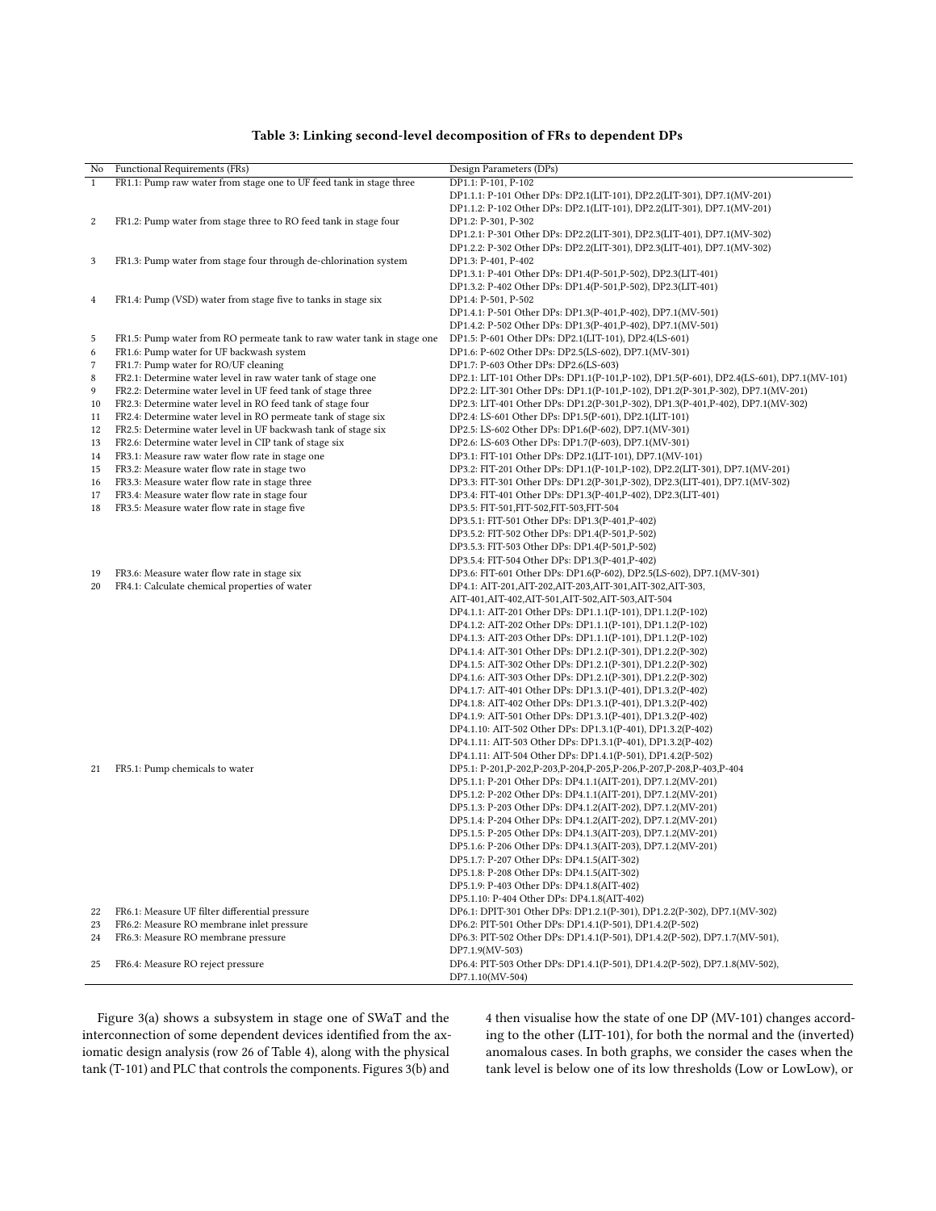**Table 3: Linking second-level decomposition of FRs to dependent DPs**

| No | Functional Requirements (FRs) | Design Parameters (DPs) |
|---|---|---|
| 1 | FR1.1: Pump raw water from stage one to UF feed tank in stage three | DP1.1: P-101, P-102 |
| | | DP1.1.1: P-101 Other DPs: DP2.1(LIT-101), DP2.2(LIT-301), DP7.1(MV-201) |
| | | DP1.1.2: P-102 Other DPs: DP2.1(LIT-101), DP2.2(LIT-301), DP7.1(MV-201) |
| 2 | FR1.2: Pump water from stage three to RO feed tank in stage four | DP1.2: P-301, P-302 |
| | | DP1.2.1: P-301 Other DPs: DP2.2(LIT-301), DP2.3(LIT-401), DP7.1(MV-302) |
| | | DP1.2.2: P-302 Other DPs: DP2.2(LIT-301), DP2.3(LIT-401), DP7.1(MV-302) |
| 3 | FR1.3: Pump water from stage four through de-chlorination system | DP1.3: P-401, P-402 |
| | | DP1.3.1: P-401 Other DPs: DP1.4(P-501,P-502), DP2.3(LIT-401) |
| | | DP1.3.2: P-402 Other DPs: DP1.4(P-501,P-502), DP2.3(LIT-401) |
| 4 | FR1.4: Pump (VSD) water from stage five to tanks in stage six | DP1.4: P-501, P-502 |
| | | DP1.4.1: P-501 Other DPs: DP1.3(P-401,P-402), DP7.1(MV-501) |
| | | DP1.4.2: P-502 Other DPs: DP1.3(P-401,P-402), DP7.1(MV-501) |
| 5 | FR1.5: Pump water from RO permeate tank to raw water tank in stage one | DP1.5: P-601 Other DPs: DP2.1(LIT-101), DP2.4(LS-601) |
| 6 | FR1.6: Pump water for UF backwash system | DP1.6: P-602 Other DPs: DP2.5(LS-602), DP7.1(MV-301) |
| 7 | FR1.7: Pump water for RO/UF cleaning | DP1.7: P-603 Other DPs: DP2.6(LS-603) |
| 8 | FR2.1: Determine water level in raw water tank of stage one | DP2.1: LIT-101 Other DPs: DP1.1(P-101,P-102), DP1.5(P-601), DP2.4(LS-601), DP7.1(MV-101) |
| 9 | FR2.2: Determine water level in UF feed tank of stage three | DP2.2: LIT-301 Other DPs: DP1.1(P-101,P-102), DP1.2(P-301,P-302), DP7.1(MV-201) |
| 10 | FR2.3: Determine water level in RO feed tank of stage four | DP2.3: LIT-401 Other DPs: DP1.2(P-301,P-302), DP1.3(P-401,P-402), DP7.1(MV-302) |
| 11 | FR2.4: Determine water level in RO permeate tank of stage six | DP2.4: LS-601 Other DPs: DP1.5(P-601), DP2.1(LIT-101) |
| 12 | FR2.5: Determine water level in UF backwash tank of stage six | DP2.5: LS-602 Other DPs: DP1.6(P-602), DP7.1(MV-301) |
| 13 | FR2.6: Determine water level in CIP tank of stage six | DP2.6: LS-603 Other DPs: DP1.7(P-603), DP7.1(MV-301) |
| 14 | FR3.1: Measure raw water flow rate in stage one | DP3.1: FIT-101 Other DPs: DP2.1(LIT-101), DP7.1(MV-101) |
| 15 | FR3.2: Measure water flow rate in stage two | DP3.2: FIT-201 Other DPs: DP1.1(P-101,P-102), DP2.2(LIT-301), DP7.1(MV-201) |
| 16 | FR3.3: Measure water flow rate in stage three | DP3.3: FIT-301 Other DPs: DP1.2(P-301,P-302), DP2.3(LIT-401), DP7.1(MV-302) |
| 17 | FR3.4: Measure water flow rate in stage four | DP3.4: FIT-401 Other DPs: DP1.3(P-401,P-402), DP2.3(LIT-401) |
| 18 | FR3.5: Measure water flow rate in stage five | DP3.5: FIT-501,FIT-502,FIT-503,FIT-504 |
| | | DP3.5.1: FIT-501 Other DPs: DP1.3(P-401,P-402) |
| | | DP3.5.2: FIT-502 Other DPs: DP1.4(P-501,P-502) |
| | | DP3.5.3: FIT-503 Other DPs: DP1.4(P-501,P-502) |
| | | DP3.5.4: FIT-504 Other DPs: DP1.3(P-401,P-402) |
| 19 | FR3.6: Measure water flow rate in stage six | DP3.6: FIT-601 Other DPs: DP1.6(P-602), DP2.5(LS-602), DP7.1(MV-301) |
| 20 | FR4.1: Calculate chemical properties of water | DP4.1: AIT-201,AIT-202,AIT-203,AIT-301,AIT-302,AIT-303, AIT-401,AIT-402,AIT-501,AIT-502,AIT-503,AIT-504 |
| | | DP4.1.1: AIT-201 Other DPs: DP1.1.1(P-101), DP1.1.2(P-102) |
| | | DP4.1.2: AIT-202 Other DPs: DP1.1.1(P-101), DP1.1.2(P-102) |
| | | DP4.1.3: AIT-203 Other DPs: DP1.1.1(P-101), DP1.1.2(P-102) |
| | | DP4.1.4: AIT-301 Other DPs: DP1.2.1(P-301), DP1.2.2(P-302) |
| | | DP4.1.5: AIT-302 Other DPs: DP1.2.1(P-301), DP1.2.2(P-302) |
| | | DP4.1.6: AIT-303 Other DPs: DP1.2.1(P-301), DP1.2.2(P-302) |
| | | DP4.1.7: AIT-401 Other DPs: DP1.3.1(P-401), DP1.3.2(P-402) |
| | | DP4.1.8: AIT-402 Other DPs: DP1.3.1(P-401), DP1.3.2(P-402) |
| | | DP4.1.9: AIT-501 Other DPs: DP1.3.1(P-401), DP1.3.2(P-402) |
| | | DP4.1.10: AIT-502 Other DPs: DP1.3.1(P-401), DP1.3.2(P-402) |
| | | DP4.1.11: AIT-503 Other DPs: DP1.3.1(P-401), DP1.3.2(P-402) |
| | | DP4.1.11: AIT-504 Other DPs: DP1.4.1(P-501), DP1.4.2(P-502) |
| 21 | FR5.1: Pump chemicals to water | DP5.1: P-201,P-202,P-203,P-204,P-205,P-206,P-207,P-208,P-403,P-404 |
| | | DP5.1.1: P-201 Other DPs: DP4.1.1(AIT-201), DP7.1.2(MV-201) |
| | | DP5.1.2: P-202 Other DPs: DP4.1.1(AIT-201), DP7.1.2(MV-201) |
| | | DP5.1.3: P-203 Other DPs: DP4.1.2(AIT-202), DP7.1.2(MV-201) |
| | | DP5.1.4: P-204 Other DPs: DP4.1.2(AIT-202), DP7.1.2(MV-201) |
| | | DP5.1.5: P-205 Other DPs: DP4.1.3(AIT-203), DP7.1.2(MV-201) |
| | | DP5.1.6: P-206 Other DPs: DP4.1.3(AIT-203), DP7.1.2(MV-201) |
| | | DP5.1.7: P-207 Other DPs: DP4.1.5(AIT-302) |
| | | DP5.1.8: P-208 Other DPs: DP4.1.5(AIT-302) |
| | | DP5.1.9: P-403 Other DPs: DP4.1.8(AIT-402) |
| | | DP5.1.10: P-404 Other DPs: DP4.1.8(AIT-402) |
| 22 | FR6.1: Measure UF filter differential pressure | DP6.1: DPIT-301 Other DPs: DP1.2.1(P-301), DP1.2.2(P-302), DP7.1(MV-302) |
| 23 | FR6.2: Measure RO membrane inlet pressure | DP6.2: PIT-501 Other DPs: DP1.4.1(P-501), DP1.4.2(P-502) |
| 24 | FR6.3: Measure RO membrane pressure | DP6.3: PIT-502 Other DPs: DP1.4.1(P-501), DP1.4.2(P-502), DP7.1.7(MV-501), DP7.1.9(MV-503) |
| 25 | FR6.4: Measure RO reject pressure | DP6.4: PIT-503 Other DPs: DP1.4.1(P-501), DP1.4.2(P-502), DP7.1.8(MV-502), DP7.1.10(MV-504) |

Figure 3(a) shows a subsystem in stage one of SWaT and the interconnection of some dependent devices identified from the axiomatic design analysis (row 26 of Table 4), along with the physical tank (T-101) and PLC that controls the components. Figures 3(b) and 4 then visualise how the state of one DP (MV-101) changes according to the other (LIT-101), for both the normal and the (inverted) anomalous cases. In both graphs, we consider the cases when the tank level is below one of its low thresholds (Low or LowLow), or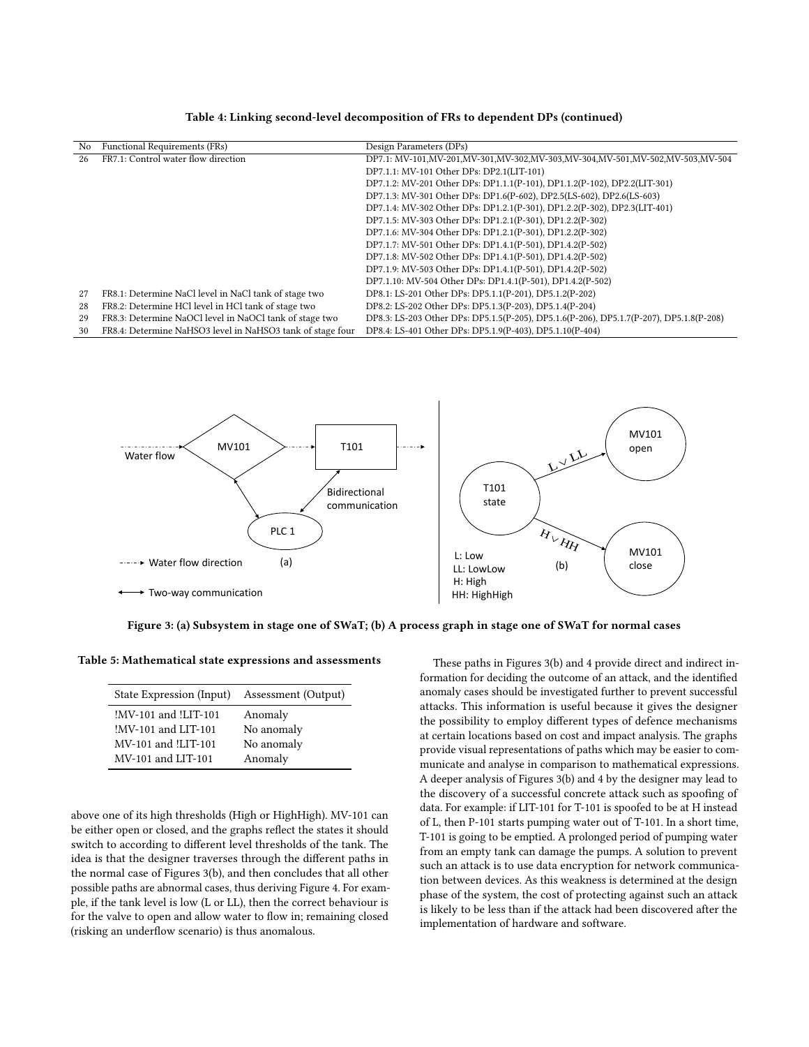**Table 4: Linking second-level decomposition of FRs to dependent DPs (continued)**

| No | Functional Requirements (FRs) | Design Parameters (DPs) |
|---|---|---|
| 26 | FR7.1: Control water flow direction | DP7.1: MV-101,MV-201,MV-301,MV-302,MV-303,MV-304,MV-501,MV-502,MV-503,MV-504 |
| | | DP7.1.1: MV-101 Other DPs: DP2.1(LIT-101) |
| | | DP7.1.2: MV-201 Other DPs: DP1.1.1(P-101), DP1.1.2(P-102), DP2.2(LIT-301) |
| | | DP7.1.3: MV-301 Other DPs: DP1.6(P-602), DP2.5(LS-602), DP2.6(LS-603) |
| | | DP7.1.4: MV-302 Other DPs: DP1.2.1(P-301), DP1.2.2(P-302), DP2.3(LIT-401) |
| | | DP7.1.5: MV-303 Other DPs: DP1.2.1(P-301), DP1.2.2(P-302) |
| | | DP7.1.6: MV-304 Other DPs: DP1.2.1(P-301), DP1.2.2(P-302) |
| | | DP7.1.7: MV-501 Other DPs: DP1.4.1(P-501), DP1.4.2(P-502) |
| | | DP7.1.8: MV-502 Other DPs: DP1.4.1(P-501), DP1.4.2(P-502) |
| | | DP7.1.9: MV-503 Other DPs: DP1.4.1(P-501), DP1.4.2(P-502) |
| | | DP7.1.10: MV-504 Other DPs: DP1.4.1(P-501), DP1.4.2(P-502) |
| 27 | FR8.1: Determine NaCl level in NaCl tank of stage two | DP8.1: LS-201 Other DPs: DP5.1.1(P-201), DP5.1.2(P-202) |
| 28 | FR8.2: Determine HCl level in HCl tank of stage two | DP8.2: LS-202 Other DPs: DP5.1.3(P-203), DP5.1.4(P-204) |
| 29 | FR8.3: Determine NaOCl level in NaOCl tank of stage two | DP8.3: LS-203 Other DPs: DP5.1.5(P-205), DP5.1.6(P-206), DP5.1.7(P-207), DP5.1.8(P-208) |
| 30 | FR8.4: Determine NaHSO3 level in NaHSO3 tank of stage four | DP8.4: LS-401 Other DPs: DP5.1.9(P-403), DP5.1.10(P-404) |

Figure 3: (a) Subsystem in stage one of SWaT; (b) A process graph in stage one of SWaT for normal cases

**Table 5: Mathematical state expressions and assessments**

| State Expression (Input) | Assessment (Output) |
|---|---|
| !MV-101 and !LIT-101 | Anomaly |
| !MV-101 and LIT-101 | No anomaly |
| MV-101 and !LIT-101 | No anomaly |
| MV-101 and LIT-101 | Anomaly |

above one of its high thresholds (High or HighHigh). MV-101 can be either open or closed, and the graphs reflect the states it should switch to according to different level thresholds of the tank. The idea is that the designer traverses through the different paths in the normal case of Figures 3(b), and then concludes that all other possible paths are abnormal cases, thus deriving Figure 4. For example, if the tank level is low (L or LL), then the correct behaviour is for the valve to open and allow water to flow in; remaining closed (risking an underflow scenario) is thus anomalous.

These paths in Figures 3(b) and 4 provide direct and indirect information for deciding the outcome of an attack, and the identified anomaly cases should be investigated further to prevent successful attacks. This information is useful because it gives the designer the possibility to employ different types of defence mechanisms at certain locations based on cost and impact analysis. The graphs provide visual representations of paths which may be easier to communicate and analyse in comparison to mathematical expressions. A deeper analysis of Figures 3(b) and 4 by the designer may lead to the discovery of a successful concrete attack such as spoofing of data. For example: if LIT-101 for T-101 is spoofed to be at H instead of L, then P-101 starts pumping water out of T-101. In a short time, T-101 is going to be emptied. A prolonged period of pumping water from an empty tank can damage the pumps. A solution to prevent such an attack is to use data encryption for network communication between devices. As this weakness is determined at the design phase of the system, the cost of protecting against such an attack is likely to be less than if the attack had been discovered after the implementation of hardware and software.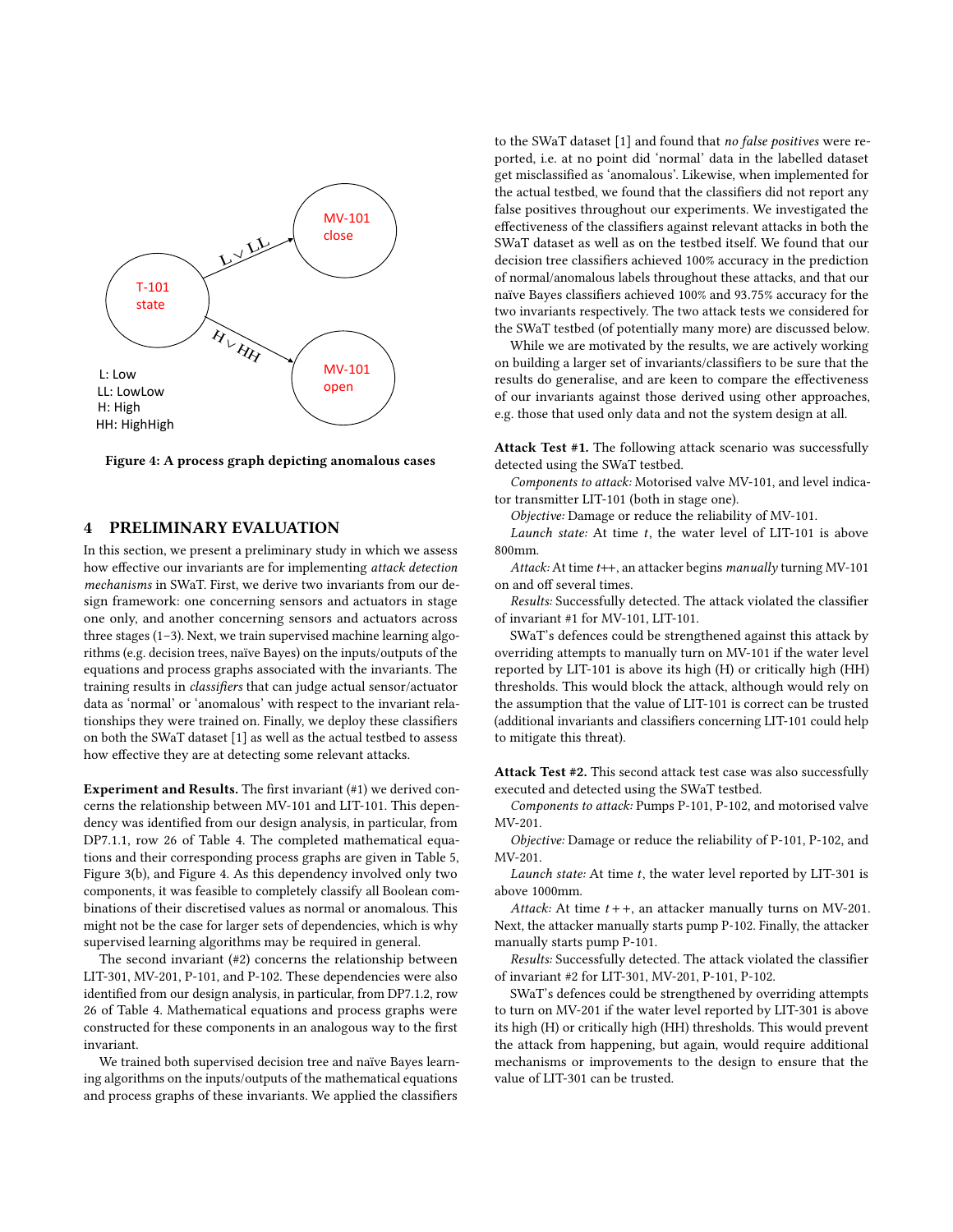L: Low
LL: LowLow
H: High
HH: HighHigh

**Figure 4: A process graph depicting anomalous cases**

## 4 PRELIMINARY EVALUATION

In this section, we present a preliminary study in which we assess how effective our invariants are for implementing *attack detection mechanisms* in SWaT. First, we derive two invariants from our design framework: one concerning sensors and actuators in stage one only, and another concerning sensors and actuators across three stages (1–3). Next, we train supervised machine learning algorithms (e.g. decision trees, naïve Bayes) on the inputs/outputs of the equations and process graphs associated with the invariants. The training results in *classifiers* that can judge actual sensor/actuator data as 'normal' or 'anomalous' with respect to the invariant relationships they were trained on. Finally, we deploy these classifiers on both the SWaT dataset [1] as well as the actual testbed to assess how effective they are at detecting some relevant attacks.

**Experiment and Results.** The first invariant (#1) we derived concerns the relationship between MV-101 and LIT-101. This dependency was identified from our design analysis, in particular, from DP7.1.1, row 26 of Table 4. The completed mathematical equations and their corresponding process graphs are given in Table 5, Figure 3(b), and Figure 4. As this dependency involved only two components, it was feasible to completely classify all Boolean combinations of their discretised values as normal or anomalous. This might not be the case for larger sets of dependencies, which is why supervised learning algorithms may be required in general.

The second invariant (#2) concerns the relationship between LIT-301, MV-201, P-101, and P-102. These dependencies were also identified from our design analysis, in particular, from DP7.1.2, row 26 of Table 4. Mathematical equations and process graphs were constructed for these components in an analogous way to the first invariant.

We trained both supervised decision tree and naïve Bayes learning algorithms on the inputs/outputs of the mathematical equations and process graphs of these invariants. We applied the classifiers to the SWaT dataset [1] and found that *no false positives* were reported, i.e. at no point did 'normal' data in the labelled dataset get misclassified as 'anomalous'. Likewise, when implemented for the actual testbed, we found that the classifiers did not report any false positives throughout our experiments. We investigated the effectiveness of the classifiers against relevant attacks in both the SWaT dataset as well as on the testbed itself. We found that our decision tree classifiers achieved 100% accuracy in the prediction of normal/anomalous labels throughout these attacks, and that our naïve Bayes classifiers achieved 100% and 93.75% accuracy for the two invariants respectively. The two attack tests we considered for the SWaT testbed (of potentially many more) are discussed below.

While we are motivated by the results, we are actively working on building a larger set of invariants/classifiers to be sure that the results do generalise, and are keen to compare the effectiveness of our invariants against those derived using other approaches, e.g. those that used only data and not the system design at all.

**Attack Test #1.** The following attack scenario was successfully detected using the SWaT testbed.

*Components to attack:* Motorised valve MV-101, and level indicator transmitter LIT-101 (both in stage one).

*Objective:* Damage or reduce the reliability of MV-101.

*Launch state:* At time $t$, the water level of LIT-101 is above 800mm.

*Attack:* At time $t$++, an attacker begins *manually* turning MV-101 on and off several times.

*Results:* Successfully detected. The attack violated the classifier of invariant #1 for MV-101, LIT-101.

SWaT's defences could be strengthened against this attack by overriding attempts to manually turn on MV-101 if the water level reported by LIT-101 is above its high (H) or critically high (HH) thresholds. This would block the attack, although would rely on the assumption that the value of LIT-101 is correct can be trusted (additional invariants and classifiers concerning LIT-101 could help to mitigate this threat).

**Attack Test #2.** This second attack test case was also successfully executed and detected using the SWaT testbed.

*Components to attack:* Pumps P-101, P-102, and motorised valve MV-201.

*Objective:* Damage or reduce the reliability of P-101, P-102, and MV-201.

*Launch state:* At time $t$, the water level reported by LIT-301 is above 1000mm.

*Attack:* At time $t++$, an attacker manually turns on MV-201. Next, the attacker manually starts pump P-102. Finally, the attacker manually starts pump P-101.

*Results:* Successfully detected. The attack violated the classifier of invariant #2 for LIT-301, MV-201, P-101, P-102.

SWaT's defences could be strengthened by overriding attempts to turn on MV-201 if the water level reported by LIT-301 is above its high (H) or critically high (HH) thresholds. This would prevent the attack from happening, but again, would require additional mechanisms or improvements to the design to ensure that the value of LIT-301 can be trusted.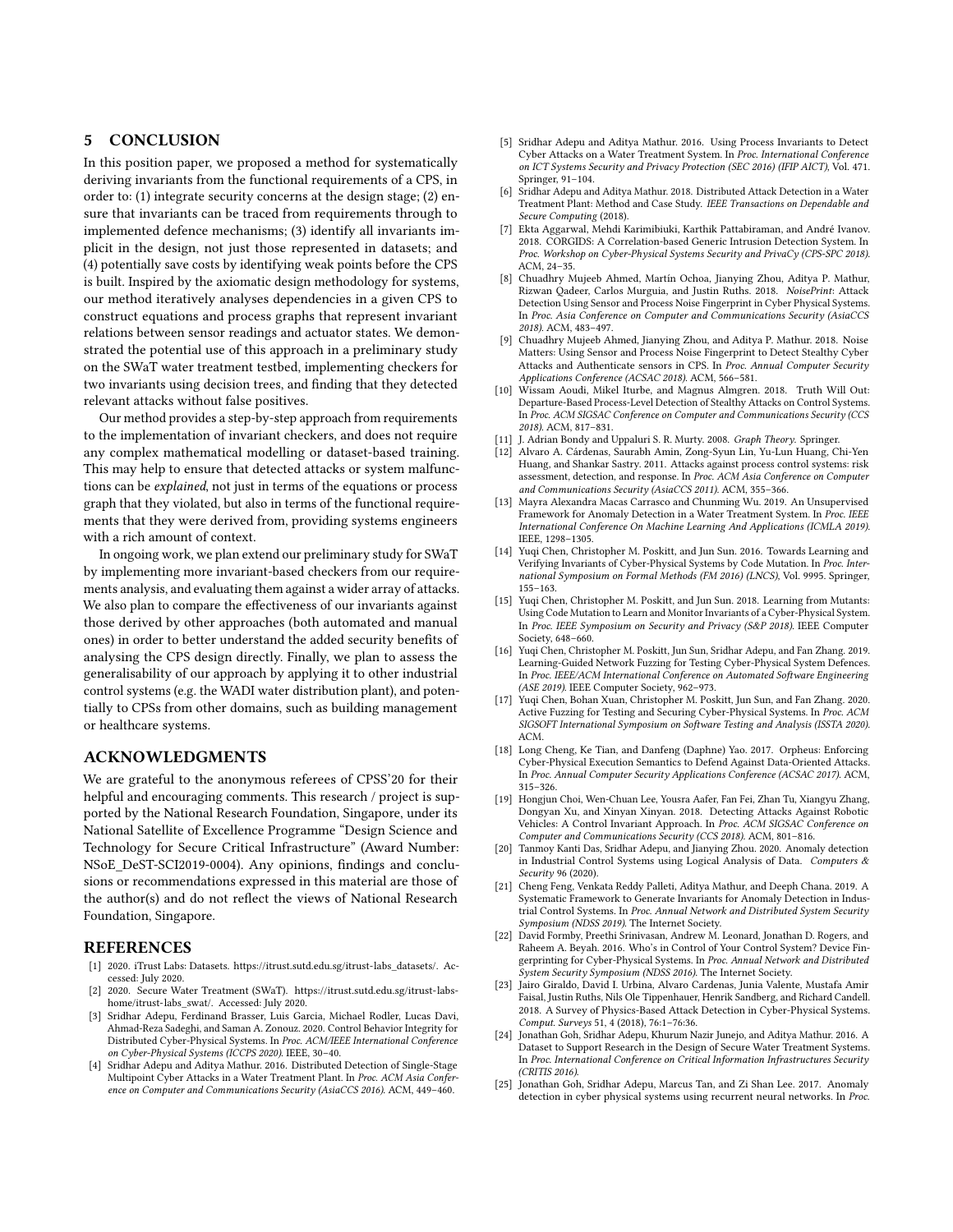## 5 CONCLUSION

In this position paper, we proposed a method for systematically deriving invariants from the functional requirements of a CPS, in order to: (1) integrate security concerns at the design stage; (2) ensure that invariants can be traced from requirements through to implemented defence mechanisms; (3) identify all invariants implicit in the design, not just those represented in datasets; and (4) potentially save costs by identifying weak points before the CPS is built. Inspired by the axiomatic design methodology for systems, our method iteratively analyses dependencies in a given CPS to construct equations and process graphs that represent invariant relations between sensor readings and actuator states. We demonstrated the potential use of this approach in a preliminary study on the SWaT water treatment testbed, implementing checkers for two invariants using decision trees, and finding that they detected relevant attacks without false positives.

Our method provides a step-by-step approach from requirements to the implementation of invariant checkers, and does not require any complex mathematical modelling or dataset-based training. This may help to ensure that detected attacks or system malfunctions can be *explained*, not just in terms of the equations or process graph that they violated, but also in terms of the functional requirements that they were derived from, providing systems engineers with a rich amount of context.

In ongoing work, we plan extend our preliminary study for SWaT by implementing more invariant-based checkers from our requirements analysis, and evaluating them against a wider array of attacks. We also plan to compare the effectiveness of our invariants against those derived by other approaches (both automated and manual ones) in order to better understand the added security benefits of analysing the CPS design directly. Finally, we plan to assess the generalisability of our approach by applying it to other industrial control systems (e.g. the WADI water distribution plant), and potentially to CPSs from other domains, such as building management or healthcare systems.

## ACKNOWLEDGMENTS

We are grateful to the anonymous referees of CPSS'20 for their helpful and encouraging comments. This research / project is supported by the National Research Foundation, Singapore, under its National Satellite of Excellence Programme "Design Science and Technology for Secure Critical Infrastructure" (Award Number: NSoE_DeST-SCI2019-0004). Any opinions, findings and conclusions or recommendations expressed in this material are those of the author(s) and do not reflect the views of National Research Foundation, Singapore.

## REFERENCES

[1] 2020. iTrust Labs: Datasets. https://itrust.sutd.edu.sg/itrust-labs_datasets/. Accessed: July 2020.

[2] 2020. Secure Water Treatment (SWaT). https://itrust.sutd.edu.sg/itrust-labs-home/itrust-labs_swat/. Accessed: July 2020.

[3] Sridhar Adepu, Ferdinand Brasser, Luis Garcia, Michael Rodler, Lucas Davi, Ahmad-Reza Sadeghi, and Saman A. Zonouz. 2020. Control Behavior Integrity for Distributed Cyber-Physical Systems. In *Proc. ACM/IEEE International Conference on Cyber-Physical Systems (ICCPS 2020)*. IEEE, 30–40.

[4] Sridhar Adepu and Aditya Mathur. 2016. Distributed Detection of Single-Stage Multipoint Cyber Attacks in a Water Treatment Plant. In *Proc. ACM Asia Conference on Computer and Communications Security (AsiaCCS 2016)*. ACM, 449–460.

[5] Sridhar Adepu and Aditya Mathur. 2016. Using Process Invariants to Detect Cyber Attacks on a Water Treatment System. In *Proc. International Conference on ICT Systems Security and Privacy Protection (SEC 2016) (IFIP AICT)*, Vol. 471. Springer, 91–104.

[6] Sridhar Adepu and Aditya Mathur. 2018. Distributed Attack Detection in a Water Treatment Plant: Method and Case Study. *IEEE Transactions on Dependable and Secure Computing* (2018).

[7] Ekta Aggarwal, Mehdi Karimibiuki, Karthik Pattabiraman, and André Ivanov. 2018. CORGIDS: A Correlation-based Generic Intrusion Detection System. In *Proc. Workshop on Cyber-Physical Systems Security and PrivaCy (CPS-SPC 2018)*. ACM, 24–35.

[8] Chuadhry Mujeeb Ahmed, Martín Ochoa, Jianying Zhou, Aditya P. Mathur, Rizwan Qadeer, Carlos Murguia, and Justin Ruths. 2018. *NoisePrint*: Attack Detection Using Sensor and Process Noise Fingerprint in Cyber Physical Systems. In *Proc. Asia Conference on Computer and Communications Security (AsiaCCS 2018)*. ACM, 483–497.

[9] Chuadhry Mujeeb Ahmed, Jianying Zhou, and Aditya P. Mathur. 2018. Noise Matters: Using Sensor and Process Noise Fingerprint to Detect Stealthy Cyber Attacks and Authenticate sensors in CPS. In *Proc. Annual Computer Security Applications Conference (ACSAC 2018)*. ACM, 566–581.

[10] Wissam Aoudi, Mikel Iturbe, and Magnus Almgren. 2018. Truth Will Out: Departure-Based Process-Level Detection of Stealthy Attacks on Control Systems. In *Proc. ACM SIGSAC Conference on Computer and Communications Security (CCS 2018)*. ACM, 817–831.

[11] J. Adrian Bondy and Uppaluri S. R. Murty. 2008. *Graph Theory*. Springer.

[12] Alvaro A. Cárdenas, Saurabh Amin, Zong-Syun Lin, Yu-Lun Huang, Chi-Yen Huang, and Shankar Sastry. 2011. Attacks against process control systems: risk assessment, detection, and response. In *Proc. ACM Asia Conference on Computer and Communications Security (AsiaCCS 2011)*. ACM, 355–366.

[13] Mayra Alexandra Macas Carrasco and Chunming Wu. 2019. An Unsupervised Framework for Anomaly Detection in a Water Treatment System. In *Proc. IEEE International Conference On Machine Learning And Applications (ICMLA 2019)*. IEEE, 1298–1305.

[14] Yuqi Chen, Christopher M. Poskitt, and Jun Sun. 2016. Towards Learning and Verifying Invariants of Cyber-Physical Systems by Code Mutation. In *Proc. International Symposium on Formal Methods (FM 2016) (LNCS)*, Vol. 9995. Springer, 155–163.

[15] Yuqi Chen, Christopher M. Poskitt, and Jun Sun. 2018. Learning from Mutants: Using Code Mutation to Learn and Monitor Invariants of a Cyber-Physical System. In *Proc. IEEE Symposium on Security and Privacy (S&P 2018)*. IEEE Computer Society, 648–660.

[16] Yuqi Chen, Christopher M. Poskitt, Jun Sun, Sridhar Adepu, and Fan Zhang. 2019. Learning-Guided Network Fuzzing for Testing Cyber-Physical System Defences. In *Proc. IEEE/ACM International Conference on Automated Software Engineering (ASE 2019)*. IEEE Computer Society, 962–973.

[17] Yuqi Chen, Bohan Xuan, Christopher M. Poskitt, Jun Sun, and Fan Zhang. 2020. Active Fuzzing for Testing and Securing Cyber-Physical Systems. In *Proc. ACM SIGSOFT International Symposium on Software Testing and Analysis (ISSTA 2020)*. ACM.

[18] Long Cheng, Ke Tian, and Danfeng (Daphne) Yao. 2017. Orpheus: Enforcing Cyber-Physical Execution Semantics to Defend Against Data-Oriented Attacks. In *Proc. Annual Computer Security Applications Conference (ACSAC 2017)*. ACM, 315–326.

[19] Hongjun Choi, Wen-Chuan Lee, Yousra Aafer, Fan Fei, Zhan Tu, Xiangyu Zhang, Dongyan Xu, and Xinyan Xinyan. 2018. Detecting Attacks Against Robotic Vehicles: A Control Invariant Approach. In *Proc. ACM SIGSAC Conference on Computer and Communications Security (CCS 2018)*. ACM, 801–816.

[20] Tanmoy Kanti Das, Sridhar Adepu, and Jianying Zhou. 2020. Anomaly detection in Industrial Control Systems using Logical Analysis of Data. *Computers & Security* 96 (2020).

[21] Cheng Feng, Venkata Reddy Palleti, Aditya Mathur, and Deeph Chana. 2019. A Systematic Framework to Generate Invariants for Anomaly Detection in Industrial Control Systems. In *Proc. Annual Network and Distributed System Security Symposium (NDSS 2019)*. The Internet Society.

[22] David Formby, Preethi Srinivasan, Andrew M. Leonard, Jonathan D. Rogers, and Raheem A. Beyah. 2016. Who's in Control of Your Control System? Device Fingerprinting for Cyber-Physical Systems. In *Proc. Annual Network and Distributed System Security Symposium (NDSS 2016)*. The Internet Society.

[23] Jairo Giraldo, David I. Urbina, Alvaro Cardenas, Junia Valente, Mustafa Amir Faisal, Justin Ruths, Nils Ole Tippenhauer, Henrik Sandberg, and Richard Candell. 2018. A Survey of Physics-Based Attack Detection in Cyber-Physical Systems. *Comput. Surveys* 51, 4 (2018), 76:1–76:36.

[24] Jonathan Goh, Sridhar Adepu, Khurum Nazir Junejo, and Aditya Mathur. 2016. A Dataset to Support Research in the Design of Secure Water Treatment Systems. In *Proc. International Conference on Critical Information Infrastructures Security (CRITIS 2016)*.

[25] Jonathan Goh, Sridhar Adepu, Marcus Tan, and Zi Shan Lee. 2017. Anomaly detection in cyber physical systems using recurrent neural networks. In *Proc.*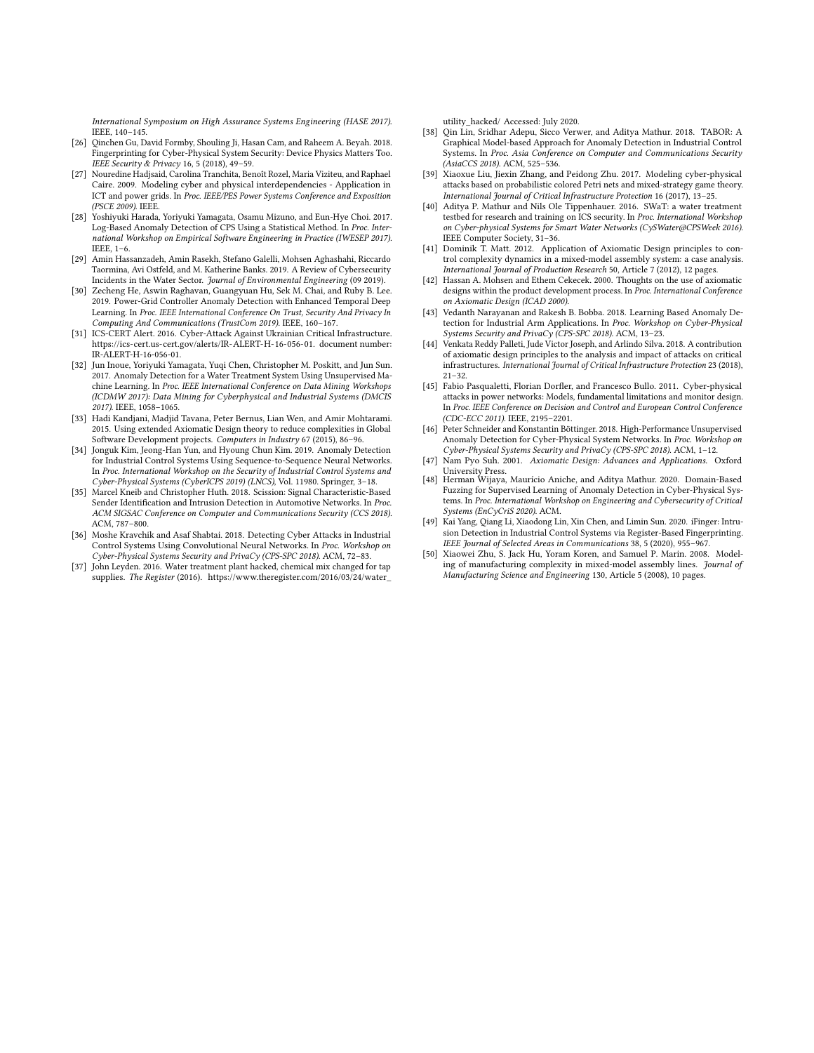International Symposium on High Assurance Systems Engineering (HASE 2017)*. IEEE, 140–145.

[26] Qinchen Gu, David Formby, Shouling Ji, Hasan Cam, and Raheem A. Beyah. 2018. Fingerprinting for Cyber-Physical System Security: Device Physics Matters Too. *IEEE Security & Privacy* 16, 5 (2018), 49–59.

[27] Nouredine Hadjsaid, Carolina Tranchita, Benoît Rozel, Maria Viziteu, and Raphael Caire. 2009. Modeling cyber and physical interdependencies - Application in ICT and power grids. In *Proc. IEEE/PES Power Systems Conference and Exposition (PSCE 2009)*. IEEE.

[28] Yoshiyuki Harada, Yoriyuki Yamagata, Osamu Mizuno, and Eun-Hye Choi. 2017. Log-Based Anomaly Detection of CPS Using a Statistical Method. In *Proc. International Workshop on Empirical Software Engineering in Practice (IWESEP 2017)*. IEEE, 1–6.

[29] Amin Hassanzadeh, Amin Rasekh, Stefano Galelli, Mohsen Aghashahi, Riccardo Taormina, Avi Ostfeld, and M. Katherine Banks. 2019. A Review of Cybersecurity Incidents in the Water Sector. *Journal of Environmental Engineering* (09 2019).

[30] Zecheng He, Aswin Raghavan, Guangyuan Hu, Sek M. Chai, and Ruby B. Lee. 2019. Power-Grid Controller Anomaly Detection with Enhanced Temporal Deep Learning. In *Proc. IEEE International Conference On Trust, Security And Privacy In Computing And Communications (TrustCom 2019)*. IEEE, 160–167.

[31] ICS-CERT Alert. 2016. Cyber-Attack Against Ukrainian Critical Infrastructure. https://ics-cert.us-cert.gov/alerts/IR-ALERT-H-16-056-01. document number: IR-ALERT-H-16-056-01.

[32] Jun Inoue, Yoriyuki Yamagata, Yuqi Chen, Christopher M. Poskitt, and Jun Sun. 2017. Anomaly Detection for a Water Treatment System Using Unsupervised Machine Learning. In *Proc. IEEE International Conference on Data Mining Workshops (ICDMW 2017): Data Mining for Cyberphysical and Industrial Systems (DMCIS 2017)*. IEEE, 1058–1065.

[33] Hadi Kandjani, Madjid Tavana, Peter Bernus, Lian Wen, and Amir Mohtarami. 2015. Using extended Axiomatic Design theory to reduce complexities in Global Software Development projects. *Computers in Industry* 67 (2015), 86–96.

[34] Jonguk Kim, Jeong-Han Yun, and Hyoung Chun Kim. 2019. Anomaly Detection for Industrial Control Systems Using Sequence-to-Sequence Neural Networks. In *Proc. International Workshop on the Security of Industrial Control Systems and Cyber-Physical Systems (CyberICPS 2019) (LNCS)*, Vol. 11980. Springer, 3–18.

[35] Marcel Kneib and Christopher Huth. 2018. Scission: Signal Characteristic-Based Sender Identification and Intrusion Detection in Automotive Networks. In *Proc. ACM SIGSAC Conference on Computer and Communications Security (CCS 2018)*. ACM, 787–800.

[36] Moshe Kravchik and Asaf Shabtai. 2018. Detecting Cyber Attacks in Industrial Control Systems Using Convolutional Neural Networks. In *Proc. Workshop on Cyber-Physical Systems Security and PrivaCy (CPS-SPC 2018)*. ACM, 72–83.

[37] John Leyden. 2016. Water treatment plant hacked, chemical mix changed for tap supplies. *The Register* (2016). https://www.theregister.com/2016/03/24/water_utility_hacked/ Accessed: July 2020.

[38] Qin Lin, Sridhar Adepu, Sicco Verwer, and Aditya Mathur. 2018. TABOR: A Graphical Model-based Approach for Anomaly Detection in Industrial Control Systems. In *Proc. Asia Conference on Computer and Communications Security (AsiaCCS 2018)*. ACM, 525–536.

[39] Xiaoxue Liu, Jiexin Zhang, and Peidong Zhu. 2017. Modeling cyber-physical attacks based on probabilistic colored Petri nets and mixed-strategy game theory. *International Journal of Critical Infrastructure Protection* 16 (2017), 13–25.

[40] Aditya P. Mathur and Nils Ole Tippenhauer. 2016. SWaT: a water treatment testbed for research and training on ICS security. In *Proc. International Workshop on Cyber-physical Systems for Smart Water Networks (CySWater@CPSWeek 2016)*. IEEE Computer Society, 31–36.

[41] Dominik T. Matt. 2012. Application of Axiomatic Design principles to control complexity dynamics in a mixed-model assembly system: a case analysis. *International Journal of Production Research* 50, Article 7 (2012), 12 pages.

[42] Hassan A. Mohsen and Ethem Cekecek. 2000. Thoughts on the use of axiomatic designs within the product development process. In *Proc. International Conference on Axiomatic Design (ICAD 2000)*.

[43] Vedanth Narayanan and Rakesh B. Bobba. 2018. Learning Based Anomaly Detection for Industrial Arm Applications. In *Proc. Workshop on Cyber-Physical Systems Security and PrivaCy (CPS-SPC 2018)*. ACM, 13–23.

[44] Venkata Reddy Palleti, Jude Victor Joseph, and Arlindo Silva. 2018. A contribution of axiomatic design principles to the analysis and impact of attacks on critical infrastructures. *International Journal of Critical Infrastructure Protection* 23 (2018), 21–32.

[45] Fabio Pasqualetti, Florian Dorfler, and Francesco Bullo. 2011. Cyber-physical attacks in power networks: Models, fundamental limitations and monitor design. In *Proc. IEEE Conference on Decision and Control and European Control Conference (CDC-ECC 2011)*. IEEE, 2195–2201.

[46] Peter Schneider and Konstantin Böttinger. 2018. High-Performance Unsupervised Anomaly Detection for Cyber-Physical System Networks. In *Proc. Workshop on Cyber-Physical Systems Security and PrivaCy (CPS-SPC 2018)*. ACM, 1–12.

[47] Nam Pyo Suh. 2001. *Axiomatic Design: Advances and Applications*. Oxford University Press.

[48] Herman Wijaya, Maurício Aniche, and Aditya Mathur. 2020. Domain-Based Fuzzing for Supervised Learning of Anomaly Detection in Cyber-Physical Systems. In *Proc. International Workshop on Engineering and Cybersecurity of Critical Systems (EnCyCriS 2020)*. ACM.

[49] Kai Yang, Qiang Li, Xiaodong Lin, Xin Chen, and Limin Sun. 2020. iFinger: Intrusion Detection in Industrial Control Systems via Register-Based Fingerprinting. *IEEE Journal of Selected Areas in Communications* 38, 5 (2020), 955–967.

[50] Xiaowei Zhu, S. Jack Hu, Yoram Koren, and Samuel P. Marin. 2008. Modeling of manufacturing complexity in mixed-model assembly lines. *Journal of Manufacturing Science and Engineering* 130, Article 5 (2008), 10 pages.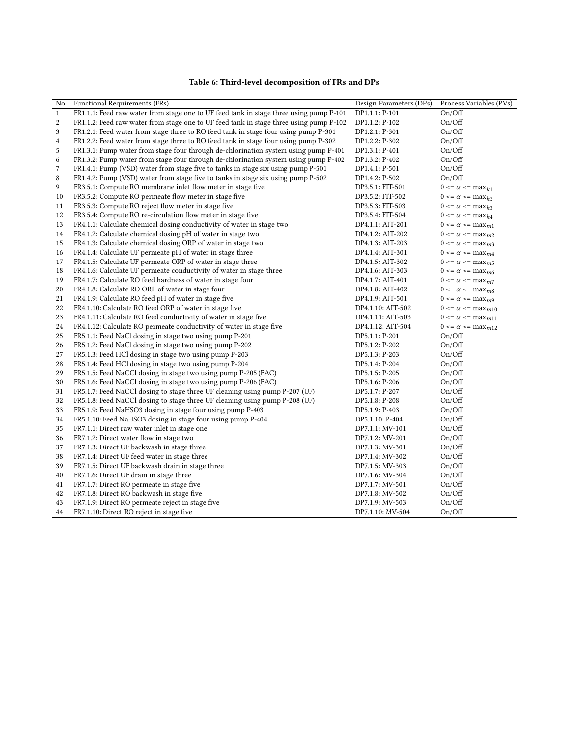**Table 6: Third-level decomposition of FRs and DPs**

| No | Functional Requirements (FRs) | Design Parameters (DPs) | Process Variables (PVs) |
|---|---|---|---|
| 1 | FR1.1.1: Feed raw water from stage one to UF feed tank in stage three using pump P-101 | DP1.1.1: P-101 | On/Off |
| 2 | FR1.1.2: Feed raw water from stage one to UF feed tank in stage three using pump P-102 | DP1.1.2: P-102 | On/Off |
| 3 | FR1.2.1: Feed water from stage three to RO feed tank in stage four using pump P-301 | DP1.2.1: P-301 | On/Off |
| 4 | FR1.2.2: Feed water from stage three to RO feed tank in stage four using pump P-302 | DP1.2.2: P-302 | On/Off |
| 5 | FR1.3.1: Pump water from stage four through de-chlorination system using pump P-401 | DP1.3.1: P-401 | On/Off |
| 6 | FR1.3.2: Pump water from stage four through de-chlorination system using pump P-402 | DP1.3.2: P-402 | On/Off |
| 7 | FR1.4.1: Pump (VSD) water from stage five to tanks in stage six using pump P-501 | DP1.4.1: P-501 | On/Off |
| 8 | FR1.4.2: Pump (VSD) water from stage five to tanks in stage six using pump P-502 | DP1.4.2: P-502 | On/Off |
| 9 | FR3.5.1: Compute RO membrane inlet flow meter in stage five | DP3.5.1: FIT-501 | $0 <= \alpha <= \max_{k1}$ |
| 10 | FR3.5.2: Compute RO permeate flow meter in stage five | DP3.5.2: FIT-502 | $0 <= \alpha <= \max_{k2}$ |
| 11 | FR3.5.3: Compute RO reject flow meter in stage five | DP3.5.3: FIT-503 | $0 <= \alpha <= \max_{k3}$ |
| 12 | FR3.5.4: Compute RO re-circulation flow meter in stage five | DP3.5.4: FIT-504 | $0 <= \alpha <= \max_{k4}$ |
| 13 | FR4.1.1: Calculate chemical dosing conductivity of water in stage two | DP4.1.1: AIT-201 | $0 <= \alpha <= \max_{m1}$ |
| 14 | FR4.1.2: Calculate chemical dosing pH of water in stage two | DP4.1.2: AIT-202 | $0 <= \alpha <= \max_{m2}$ |
| 15 | FR4.1.3: Calculate chemical dosing ORP of water in stage two | DP4.1.3: AIT-203 | $0 <= \alpha <= \max_{m3}$ |
| 16 | FR4.1.4: Calculate UF permeate pH of water in stage three | DP4.1.4: AIT-301 | $0 <= \alpha <= \max_{m4}$ |
| 17 | FR4.1.5: Calculate UF permeate ORP of water in stage three | DP4.1.5: AIT-302 | $0 <= \alpha <= \max_{m5}$ |
| 18 | FR4.1.6: Calculate UF permeate conductivity of water in stage three | DP4.1.6: AIT-303 | $0 <= \alpha <= \max_{m6}$ |
| 19 | FR4.1.7: Calculate RO feed hardness of water in stage four | DP4.1.7: AIT-401 | $0 <= \alpha <= \max_{m7}$ |
| 20 | FR4.1.8: Calculate RO ORP of water in stage four | DP4.1.8: AIT-402 | $0 <= \alpha <= \max_{m8}$ |
| 21 | FR4.1.9: Calculate RO feed pH of water in stage five | DP4.1.9: AIT-501 | $0 <= \alpha <= \max_{m9}$ |
| 22 | FR4.1.10: Calculate RO feed ORP of water in stage five | DP4.1.10: AIT-502 | $0 <= \alpha <= \max_{m10}$ |
| 23 | FR4.1.11: Calculate RO feed conductivity of water in stage five | DP4.1.11: AIT-503 | $0 <= \alpha <= \max_{m11}$ |
| 24 | FR4.1.12: Calculate RO permeate conductivity of water in stage five | DP4.1.12: AIT-504 | $0 <= \alpha <= \max_{m12}$ |
| 25 | FR5.1.1: Feed NaCl dosing in stage two using pump P-201 | DP5.1.1: P-201 | On/Off |
| 26 | FR5.1.2: Feed NaCl dosing in stage two using pump P-202 | DP5.1.2: P-202 | On/Off |
| 27 | FR5.1.3: Feed HCl dosing in stage two using pump P-203 | DP5.1.3: P-203 | On/Off |
| 28 | FR5.1.4: Feed HCl dosing in stage two using pump P-204 | DP5.1.4: P-204 | On/Off |
| 29 | FR5.1.5: Feed NaOCl dosing in stage two using pump P-205 (FAC) | DP5.1.5: P-205 | On/Off |
| 30 | FR5.1.6: Feed NaOCl dosing in stage two using pump P-206 (FAC) | DP5.1.6: P-206 | On/Off |
| 31 | FR5.1.7: Feed NaOCl dosing to stage three UF cleaning using pump P-207 (UF) | DP5.1.7: P-207 | On/Off |
| 32 | FR5.1.8: Feed NaOCl dosing to stage three UF cleaning using pump P-208 (UF) | DP5.1.8: P-208 | On/Off |
| 33 | FR5.1.9: Feed NaHSO3 dosing in stage four using pump P-403 | DP5.1.9: P-403 | On/Off |
| 34 | FR5.1.10: Feed NaHSO3 dosing in stage four using pump P-404 | DP5.1.10: P-404 | On/Off |
| 35 | FR7.1.1: Direct raw water inlet in stage one | DP7.1.1: MV-101 | On/Off |
| 36 | FR7.1.2: Direct water flow in stage two | DP7.1.2: MV-201 | On/Off |
| 37 | FR7.1.3: Direct UF backwash in stage three | DP7.1.3: MV-301 | On/Off |
| 38 | FR7.1.4: Direct UF feed water in stage three | DP7.1.4: MV-302 | On/Off |
| 39 | FR7.1.5: Direct UF backwash drain in stage three | DP7.1.5: MV-303 | On/Off |
| 40 | FR7.1.6: Direct UF drain in stage three | DP7.1.6: MV-304 | On/Off |
| 41 | FR7.1.7: Direct RO permeate in stage five | DP7.1.7: MV-501 | On/Off |
| 42 | FR7.1.8: Direct RO backwash in stage five | DP7.1.8: MV-502 | On/Off |
| 43 | FR7.1.9: Direct RO permeate reject in stage five | DP7.1.9: MV-503 | On/Off |
| 44 | FR7.1.10: Direct RO reject in stage five | DP7.1.10: MV-504 | On/Off |